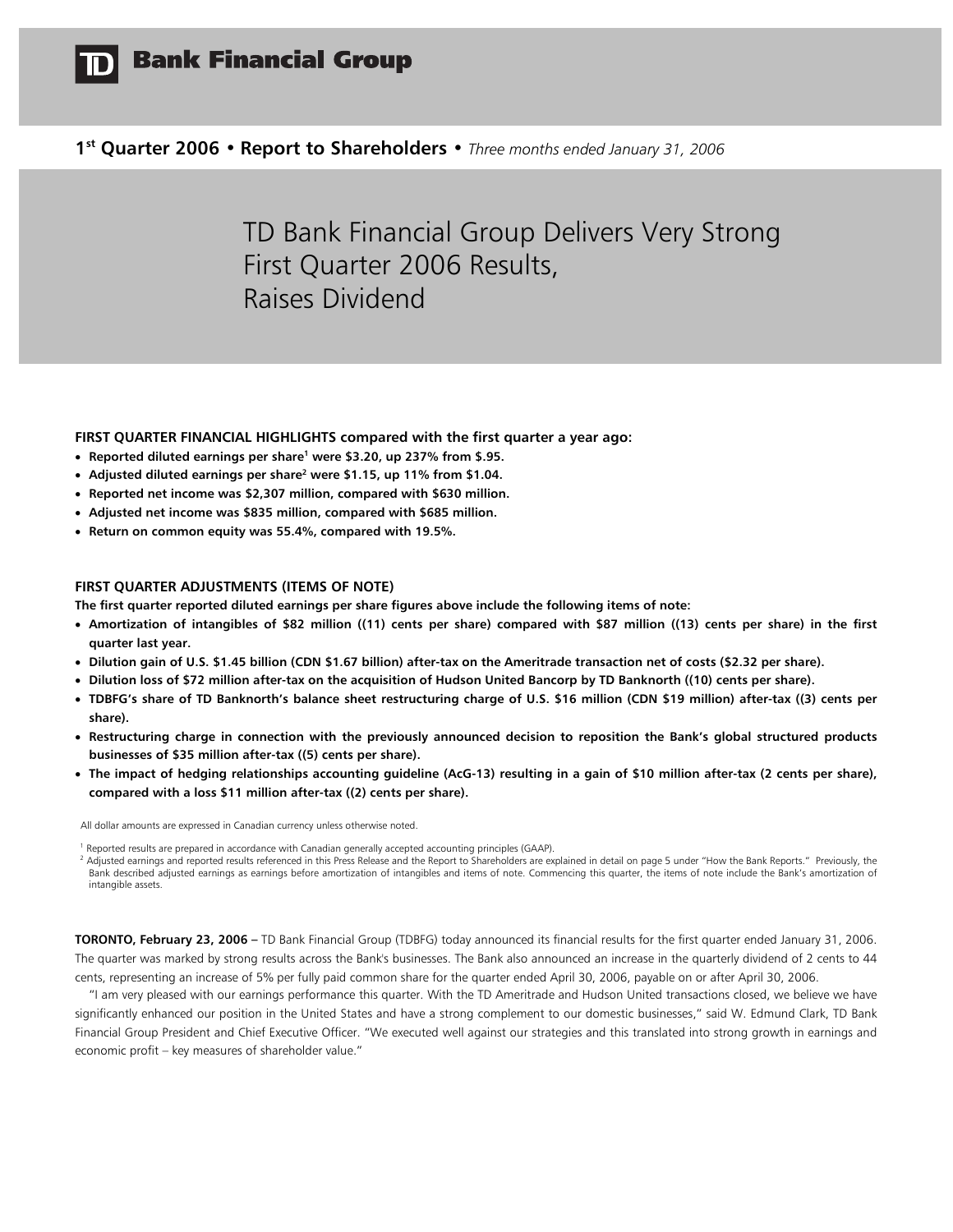# TD Bank Financial Group

**1st Quarter 2006 • Report to Shareholders •** *Three months ended January 31, 2006*

## TD Bank Financial Group Delivers Very Strong First Quarter 2006 Results, Raises Dividend

**FIRST QUARTER FINANCIAL HIGHLIGHTS compared with the first quarter a year ago:**

- **Reported diluted earnings per share[1] were $3.20, up 237% from $.95.**
- **Adjusted diluted earnings per share[2] were $1.15, up 11% from $1.04.**
- **Reported net income was $2,307 million, compared with $630 million.**
- **Adjusted net income was $835 million, compared with $685 million.**
- **Return on common equity was 55.4%, compared with 19.5%.**

**FIRST QUARTER ADJUSTMENTS (ITEMS OF NOTE)**

**The first quarter reported diluted earnings per share figures above include the following items of note:**

- **Amortization of intangibles of $82 million ((11) cents per share) compared with $87 million ((13) cents per share) in the first quarter last year.**
- **Dilution gain of U.S. $1.45 billion (CDN $1.67 billion) after-tax on the Ameritrade transaction net of costs ($2.32 per share).**
- **Dilution loss of $72 million after-tax on the acquisition of Hudson United Bancorp by TD Banknorth ((10) cents per share).**
- **TDBFG's share of TD Banknorth's balance sheet restructuring charge of U.S. $16 million (CDN $19 million) after-tax ((3) cents per share).**
- **Restructuring charge in connection with the previously announced decision to reposition the Bank's global structured products businesses of $35 million after-tax ((5) cents per share).**
- **The impact of hedging relationships accounting guideline (AcG-13) resulting in a gain of $10 million after-tax (2 cents per share), compared with a loss $11 million after-tax ((2) cents per share).**

All dollar amounts are expressed in Canadian currency unless otherwise noted.

[1] Reported results are prepared in accordance with Canadian generally accepted accounting principles (GAAP).

[2] Adjusted earnings and reported results referenced in this Press Release and the Report to Shareholders are explained in detail on page 5 under "How the Bank Reports." Previously, the Bank described adjusted earnings as earnings before amortization of intangibles and items of note. Commencing this quarter, the items of note include the Bank's amortization of intangible assets.

**TORONTO, February 23, 2006 –** TD Bank Financial Group (TDBFG) today announced its financial results for the first quarter ended January 31, 2006. The quarter was marked by strong results across the Bank's businesses. The Bank also announced an increase in the quarterly dividend of 2 cents to 44 cents, representing an increase of 5% per fully paid common share for the quarter ended April 30, 2006, payable on or after April 30, 2006.

"I am very pleased with our earnings performance this quarter. With the TD Ameritrade and Hudson United transactions closed, we believe we have significantly enhanced our position in the United States and have a strong complement to our domestic businesses," said W. Edmund Clark, TD Bank Financial Group President and Chief Executive Officer. "We executed well against our strategies and this translated into strong growth in earnings and economic profit – key measures of shareholder value."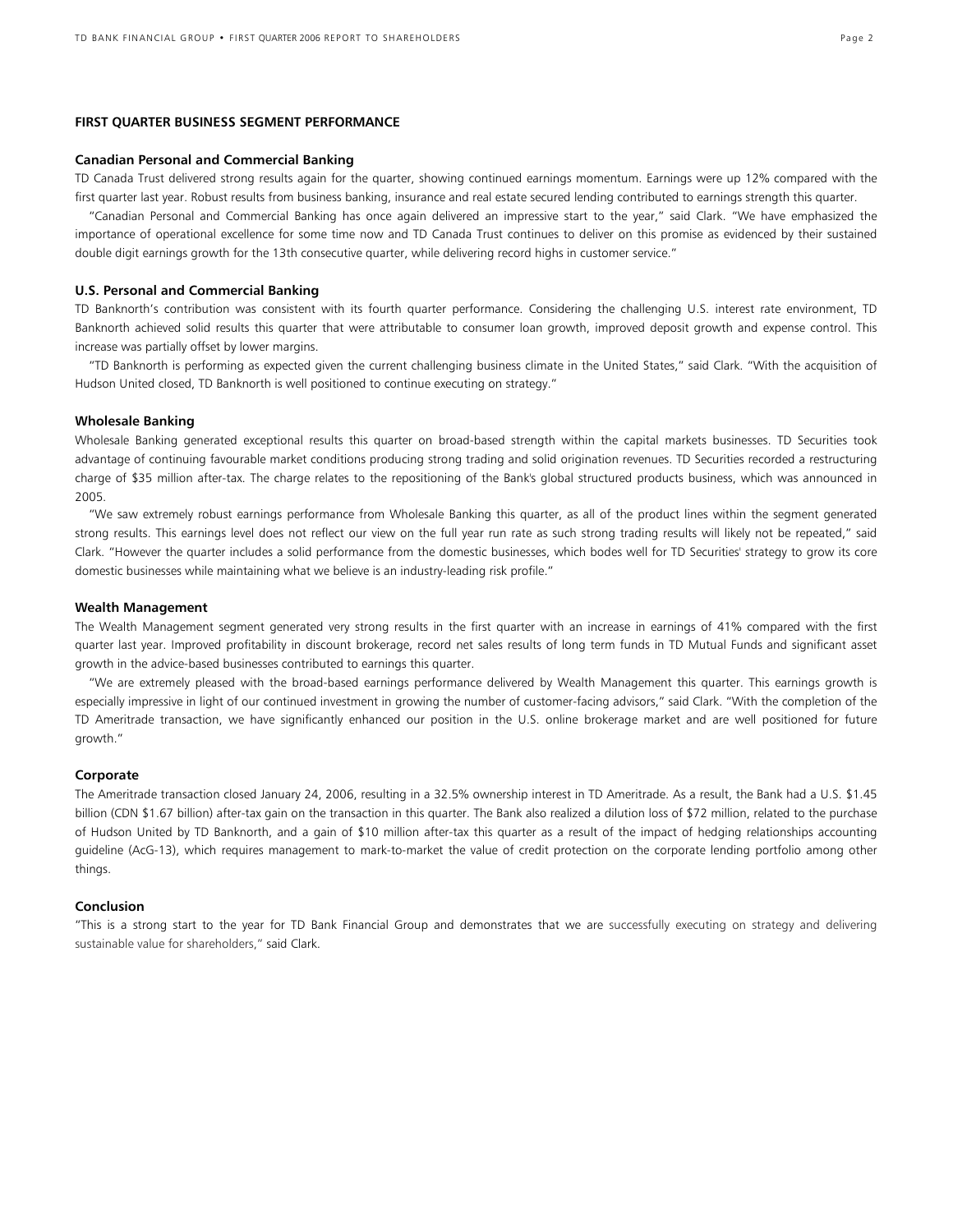## FIRST QUARTER BUSINESS SEGMENT PERFORMANCE

### Canadian Personal and Commercial Banking

TD Canada Trust delivered strong results again for the quarter, showing continued earnings momentum. Earnings were up 12% compared with the first quarter last year. Robust results from business banking, insurance and real estate secured lending contributed to earnings strength this quarter.

"Canadian Personal and Commercial Banking has once again delivered an impressive start to the year," said Clark. "We have emphasized the importance of operational excellence for some time now and TD Canada Trust continues to deliver on this promise as evidenced by their sustained double digit earnings growth for the 13th consecutive quarter, while delivering record highs in customer service."

### U.S. Personal and Commercial Banking

TD Banknorth's contribution was consistent with its fourth quarter performance. Considering the challenging U.S. interest rate environment, TD Banknorth achieved solid results this quarter that were attributable to consumer loan growth, improved deposit growth and expense control. This increase was partially offset by lower margins.

"TD Banknorth is performing as expected given the current challenging business climate in the United States," said Clark. "With the acquisition of Hudson United closed, TD Banknorth is well positioned to continue executing on strategy."

### Wholesale Banking

Wholesale Banking generated exceptional results this quarter on broad-based strength within the capital markets businesses. TD Securities took advantage of continuing favourable market conditions producing strong trading and solid origination revenues. TD Securities recorded a restructuring charge of $35 million after-tax. The charge relates to the repositioning of the Bank's global structured products business, which was announced in 2005.

"We saw extremely robust earnings performance from Wholesale Banking this quarter, as all of the product lines within the segment generated strong results. This earnings level does not reflect our view on the full year run rate as such strong trading results will likely not be repeated," said Clark. "However the quarter includes a solid performance from the domestic businesses, which bodes well for TD Securities' strategy to grow its core domestic businesses while maintaining what we believe is an industry-leading risk profile."

### Wealth Management

The Wealth Management segment generated very strong results in the first quarter with an increase in earnings of 41% compared with the first quarter last year. Improved profitability in discount brokerage, record net sales results of long term funds in TD Mutual Funds and significant asset growth in the advice-based businesses contributed to earnings this quarter.

"We are extremely pleased with the broad-based earnings performance delivered by Wealth Management this quarter. This earnings growth is especially impressive in light of our continued investment in growing the number of customer-facing advisors," said Clark. "With the completion of the TD Ameritrade transaction, we have significantly enhanced our position in the U.S. online brokerage market and are well positioned for future growth."

### Corporate

The Ameritrade transaction closed January 24, 2006, resulting in a 32.5% ownership interest in TD Ameritrade. As a result, the Bank had a U.S. $1.45 billion (CDN $1.67 billion) after-tax gain on the transaction in this quarter. The Bank also realized a dilution loss of $72 million, related to the purchase of Hudson United by TD Banknorth, and a gain of $10 million after-tax this quarter as a result of the impact of hedging relationships accounting guideline (AcG-13), which requires management to mark-to-market the value of credit protection on the corporate lending portfolio among other things.

### Conclusion

"This is a strong start to the year for TD Bank Financial Group and demonstrates that we are successfully executing on strategy and delivering sustainable value for shareholders," said Clark.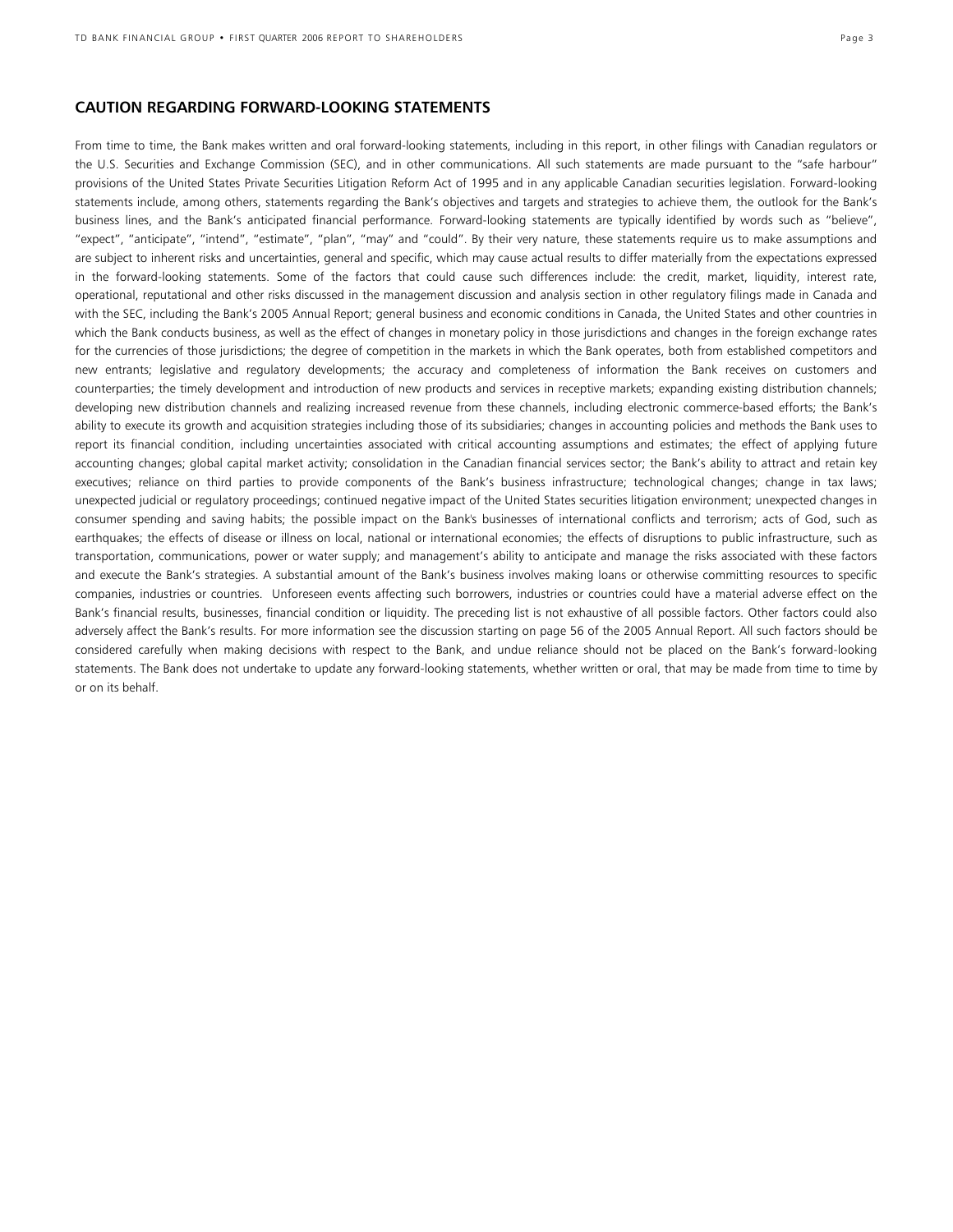## CAUTION REGARDING FORWARD-LOOKING STATEMENTS

From time to time, the Bank makes written and oral forward-looking statements, including in this report, in other filings with Canadian regulators or the U.S. Securities and Exchange Commission (SEC), and in other communications. All such statements are made pursuant to the "safe harbour" provisions of the United States Private Securities Litigation Reform Act of 1995 and in any applicable Canadian securities legislation. Forward-looking statements include, among others, statements regarding the Bank's objectives and targets and strategies to achieve them, the outlook for the Bank's business lines, and the Bank's anticipated financial performance. Forward-looking statements are typically identified by words such as "believe", "expect", "anticipate", "intend", "estimate", "plan", "may" and "could". By their very nature, these statements require us to make assumptions and are subject to inherent risks and uncertainties, general and specific, which may cause actual results to differ materially from the expectations expressed in the forward-looking statements. Some of the factors that could cause such differences include: the credit, market, liquidity, interest rate, operational, reputational and other risks discussed in the management discussion and analysis section in other regulatory filings made in Canada and with the SEC, including the Bank's 2005 Annual Report; general business and economic conditions in Canada, the United States and other countries in which the Bank conducts business, as well as the effect of changes in monetary policy in those jurisdictions and changes in the foreign exchange rates for the currencies of those jurisdictions; the degree of competition in the markets in which the Bank operates, both from established competitors and new entrants; legislative and regulatory developments; the accuracy and completeness of information the Bank receives on customers and counterparties; the timely development and introduction of new products and services in receptive markets; expanding existing distribution channels; developing new distribution channels and realizing increased revenue from these channels, including electronic commerce-based efforts; the Bank's ability to execute its growth and acquisition strategies including those of its subsidiaries; changes in accounting policies and methods the Bank uses to report its financial condition, including uncertainties associated with critical accounting assumptions and estimates; the effect of applying future accounting changes; global capital market activity; consolidation in the Canadian financial services sector; the Bank's ability to attract and retain key executives; reliance on third parties to provide components of the Bank's business infrastructure; technological changes; change in tax laws; unexpected judicial or regulatory proceedings; continued negative impact of the United States securities litigation environment; unexpected changes in consumer spending and saving habits; the possible impact on the Bank's businesses of international conflicts and terrorism; acts of God, such as earthquakes; the effects of disease or illness on local, national or international economies; the effects of disruptions to public infrastructure, such as transportation, communications, power or water supply; and management's ability to anticipate and manage the risks associated with these factors and execute the Bank's strategies. A substantial amount of the Bank's business involves making loans or otherwise committing resources to specific companies, industries or countries. Unforeseen events affecting such borrowers, industries or countries could have a material adverse effect on the Bank's financial results, businesses, financial condition or liquidity. The preceding list is not exhaustive of all possible factors. Other factors could also adversely affect the Bank's results. For more information see the discussion starting on page 56 of the 2005 Annual Report. All such factors should be considered carefully when making decisions with respect to the Bank, and undue reliance should not be placed on the Bank's forward-looking statements. The Bank does not undertake to update any forward-looking statements, whether written or oral, that may be made from time to time by or on its behalf.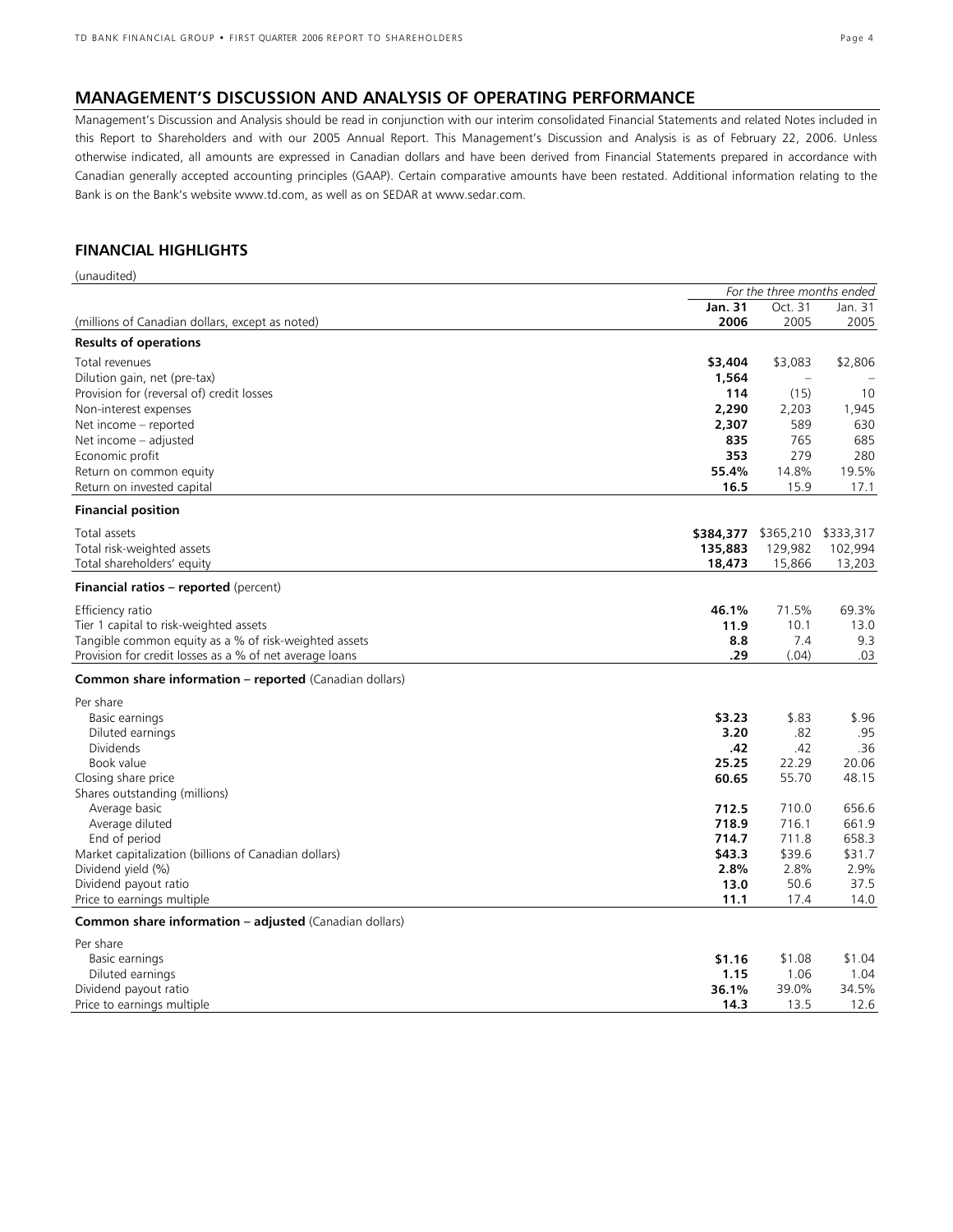## MANAGEMENT'S DISCUSSION AND ANALYSIS OF OPERATING PERFORMANCE

Management's Discussion and Analysis should be read in conjunction with our interim consolidated Financial Statements and related Notes included in this Report to Shareholders and with our 2005 Annual Report. This Management's Discussion and Analysis is as of February 22, 2006. Unless otherwise indicated, all amounts are expressed in Canadian dollars and have been derived from Financial Statements prepared in accordance with Canadian generally accepted accounting principles (GAAP). Certain comparative amounts have been restated. Additional information relating to the Bank is on the Bank's website www.td.com, as well as on SEDAR at www.sedar.com.

## FINANCIAL HIGHLIGHTS

(unaudited)

| | *For the three months ended* | | |
|---|---|---|---|
| (millions of Canadian dollars, except as noted) | **Jan. 31 2006** | Oct. 31 2005 | Jan. 31 2005 |
| **Results of operations** | | | |
| Total revenues | **$3,404** | $3,083 | $2,806 |
| Dilution gain, net (pre-tax) | **1,564** | – | – |
| Provision for (reversal of) credit losses | **114** | (15) | 10 |
| Non-interest expenses | **2,290** | 2,203 | 1,945 |
| Net income – reported | **2,307** | 589 | 630 |
| Net income – adjusted | **835** | 765 | 685 |
| Economic profit | **353** | 279 | 280 |
| Return on common equity | **55.4%** | 14.8% | 19.5% |
| Return on invested capital | **16.5** | 15.9 | 17.1 |
| **Financial position** | | | |
| Total assets | **$384,377** | $365,210 | $333,317 |
| Total risk-weighted assets | **135,883** | 129,982 | 102,994 |
| Total shareholders' equity | **18,473** | 15,866 | 13,203 |
| **Financial ratios – reported** (percent) | | | |
| Efficiency ratio | **46.1%** | 71.5% | 69.3% |
| Tier 1 capital to risk-weighted assets | **11.9** | 10.1 | 13.0 |
| Tangible common equity as a % of risk-weighted assets | **8.8** | 7.4 | 9.3 |
| Provision for credit losses as a % of net average loans | **.29** | (.04) | .03 |
| **Common share information – reported** (Canadian dollars) | | | |
| Per share | | | |
| Basic earnings | **$3.23** | $.83 | $.96 |
| Diluted earnings | **3.20** | .82 | .95 |
| Dividends | **.42** | .42 | .36 |
| Book value | **25.25** | 22.29 | 20.06 |
| Closing share price | **60.65** | 55.70 | 48.15 |
| Shares outstanding (millions) | | | |
| Average basic | **712.5** | 710.0 | 656.6 |
| Average diluted | **718.9** | 716.1 | 661.9 |
| End of period | **714.7** | 711.8 | 658.3 |
| Market capitalization (billions of Canadian dollars) | **$43.3** | $39.6 | $31.7 |
| Dividend yield (%) | **2.8%** | 2.8% | 2.9% |
| Dividend payout ratio | **13.0** | 50.6 | 37.5 |
| Price to earnings multiple | **11.1** | 17.4 | 14.0 |
| **Common share information – adjusted** (Canadian dollars) | | | |
| Per share | | | |
| Basic earnings | **$1.16** | $1.08 | $1.04 |
| Diluted earnings | **1.15** | 1.06 | 1.04 |
| Dividend payout ratio | **36.1%** | 39.0% | 34.5% |
| Price to earnings multiple | **14.3** | 13.5 | 12.6 |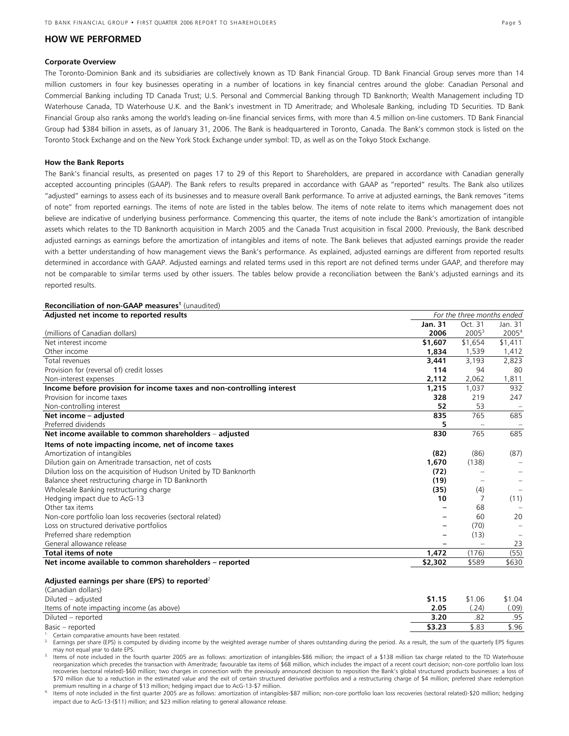## HOW WE PERFORMED

### Corporate Overview

The Toronto-Dominion Bank and its subsidiaries are collectively known as TD Bank Financial Group. TD Bank Financial Group serves more than 14 million customers in four key businesses operating in a number of locations in key financial centres around the globe: Canadian Personal and Commercial Banking including TD Canada Trust; U.S. Personal and Commercial Banking through TD Banknorth; Wealth Management including TD Waterhouse Canada, TD Waterhouse U.K. and the Bank's investment in TD Ameritrade; and Wholesale Banking, including TD Securities. TD Bank Financial Group also ranks among the world's leading on-line financial services firms, with more than 4.5 million on-line customers. TD Bank Financial Group had $384 billion in assets, as of January 31, 2006. The Bank is headquartered in Toronto, Canada. The Bank's common stock is listed on the Toronto Stock Exchange and on the New York Stock Exchange under symbol: TD, as well as on the Tokyo Stock Exchange.

### How the Bank Reports

The Bank's financial results, as presented on pages 17 to 29 of this Report to Shareholders, are prepared in accordance with Canadian generally accepted accounting principles (GAAP). The Bank refers to results prepared in accordance with GAAP as "reported" results. The Bank also utilizes "adjusted" earnings to assess each of its businesses and to measure overall Bank performance. To arrive at adjusted earnings, the Bank removes "items of note" from reported earnings. The items of note are listed in the tables below. The items of note relate to items which management does not believe are indicative of underlying business performance. Commencing this quarter, the items of note include the Bank's amortization of intangible assets which relates to the TD Banknorth acquisition in March 2005 and the Canada Trust acquisition in fiscal 2000. Previously, the Bank described adjusted earnings as earnings before the amortization of intangibles and items of note. The Bank believes that adjusted earnings provide the reader with a better understanding of how management views the Bank's performance. As explained, adjusted earnings are different from reported results determined in accordance with GAAP. Adjusted earnings and related terms used in this report are not defined terms under GAAP, and therefore may not be comparable to similar terms used by other issuers. The tables below provide a reconciliation between the Bank's adjusted earnings and its reported results.

**Reconciliation of non-GAAP measures[1]** (unaudited)

| **Adjusted net income to reported results** | *For the three months ended* | | |
|---|---|---|---|
| (millions of Canadian dollars) | **Jan. 31 2006** | Oct. 31 2005[3] | Jan. 31 2005[4] |
| Net interest income | **$1,607** | $1,654 | $1,411 |
| Other income | **1,834** | 1,539 | 1,412 |
| Total revenues | **3,441** | 3,193 | 2,823 |
| Provision for (reversal of) credit losses | **114** | 94 | 80 |
| Non-interest expenses | **2,112** | 2,062 | 1,811 |
| **Income before provision for income taxes and non-controlling interest** | **1,215** | 1,037 | 932 |
| Provision for income taxes | **328** | 219 | 247 |
| Non-controlling interest | **52** | 53 | – |
| **Net income – adjusted** | **835** | 765 | 685 |
| Preferred dividends | **5** | – | – |
| **Net income available to common shareholders – adjusted** | **830** | 765 | 685 |
| **Items of note impacting income, net of income taxes** | | | |
| Amortization of intangibles | **(82)** | (86) | (87) |
| Dilution gain on Ameritrade transaction, net of costs | **1,670** | (138) | – |
| Dilution loss on the acquisition of Hudson United by TD Banknorth | **(72)** | – | – |
| Balance sheet restructuring charge in TD Banknorth | **(19)** | – | – |
| Wholesale Banking restructuring charge | **(35)** | (4) | – |
| Hedging impact due to AcG-13 | **10** | 7 | (11) |
| Other tax items | **–** | 68 | – |
| Non-core portfolio loan loss recoveries (sectoral related) | **–** | 60 | 20 |
| Loss on structured derivative portfolios | **–** | (70) | – |
| Preferred share redemption | **–** | (13) | – |
| General allowance release | **–** | – | 23 |
| **Total items of note** | **1,472** | (176) | (55) |
| **Net income available to common shareholders – reported** | **$2,302** | $589 | $630 |

**Adjusted earnings per share (EPS) to reported[2]**

| (Canadian dollars) | | | |
|---|---|---|---|
| Diluted – adjusted | **$1.15** | $1.06 | $1.04 |
| Items of note impacting income (as above) | **2.05** | (.24) | (.09) |
| Diluted – reported | **3.20** | .82 | .95 |
| Basic – reported | **$3.23** | $.83 | $.96 |

1. Certain comparative amounts have been restated.
2. Earnings per share (EPS) is computed by dividing income by the weighted average number of shares outstanding during the period. As a result, the sum of the quarterly EPS figures may not equal year to date EPS.
3. Items of note included in the fourth quarter 2005 are as follows: amortization of intangibles-$86 million; the impact of a $138 million tax charge related to the TD Waterhouse reorganization which precedes the transaction with Ameritrade; favourable tax items of $68 million, which includes the impact of a recent court decision; non-core portfolio loan loss recoveries (sectoral related)-$60 million; two charges in connection with the previously announced decision to reposition the Bank's global structured products businesses: a loss of $70 million due to a reduction in the estimated value and the exit of certain structured derivative portfolios and a restructuring charge of $4 million; preferred share redemption premium resulting in a charge of $13 million; hedging impact due to AcG-13-$7 million.
4. Items of note included in the first quarter 2005 are as follows: amortization of intangibles-$87 million; non-core portfolio loan loss recoveries (sectoral related)-$20 million; hedging impact due to AcG-13-($11) million; and $23 million relating to general allowance release.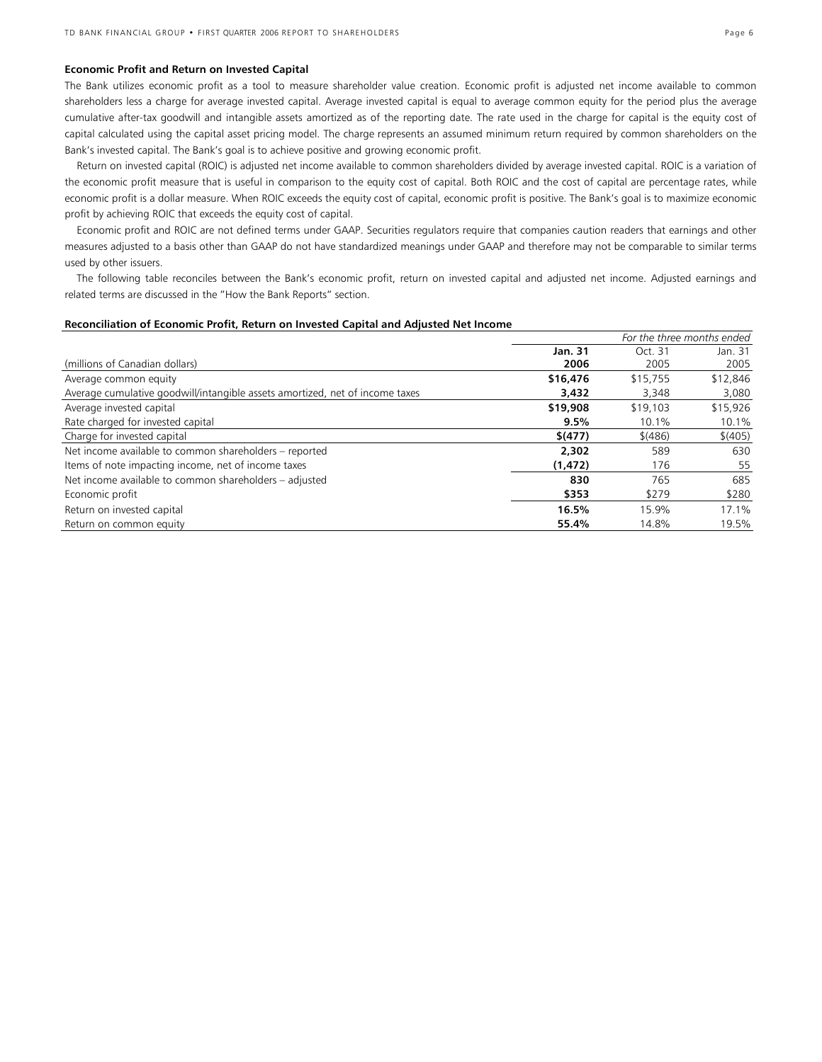### Economic Profit and Return on Invested Capital

The Bank utilizes economic profit as a tool to measure shareholder value creation. Economic profit is adjusted net income available to common shareholders less a charge for average invested capital. Average invested capital is equal to average common equity for the period plus the average cumulative after-tax goodwill and intangible assets amortized as of the reporting date. The rate used in the charge for capital is the equity cost of capital calculated using the capital asset pricing model. The charge represents an assumed minimum return required by common shareholders on the Bank's invested capital. The Bank's goal is to achieve positive and growing economic profit.

Return on invested capital (ROIC) is adjusted net income available to common shareholders divided by average invested capital. ROIC is a variation of the economic profit measure that is useful in comparison to the equity cost of capital. Both ROIC and the cost of capital are percentage rates, while economic profit is a dollar measure. When ROIC exceeds the equity cost of capital, economic profit is positive. The Bank's goal is to maximize economic profit by achieving ROIC that exceeds the equity cost of capital.

Economic profit and ROIC are not defined terms under GAAP. Securities regulators require that companies caution readers that earnings and other measures adjusted to a basis other than GAAP do not have standardized meanings under GAAP and therefore may not be comparable to similar terms used by other issuers.

The following table reconciles between the Bank's economic profit, return on invested capital and adjusted net income. Adjusted earnings and related terms are discussed in the "How the Bank Reports" section.

#### Reconciliation of Economic Profit, Return on Invested Capital and Adjusted Net Income

| | *For the three months ended* | | |
|---|---|---|---|
| (millions of Canadian dollars) | **Jan. 31 2006** | Oct. 31 2005 | Jan. 31 2005 |
| Average common equity | **$16,476** | $15,755 | $12,846 |
| Average cumulative goodwill/intangible assets amortized, net of income taxes | **3,432** | 3,348 | 3,080 |
| Average invested capital | **$19,908** | $19,103 | $15,926 |
| Rate charged for invested capital | **9.5%** | 10.1% | 10.1% |
| Charge for invested capital | **$(477)** | $(486) | $(405) |
| Net income available to common shareholders – reported | **2,302** | 589 | 630 |
| Items of note impacting income, net of income taxes | **(1,472)** | 176 | 55 |
| Net income available to common shareholders – adjusted | **830** | 765 | 685 |
| Economic profit | **$353** | $279 | $280 |
| Return on invested capital | **16.5%** | 15.9% | 17.1% |
| Return on common equity | **55.4%** | 14.8% | 19.5% |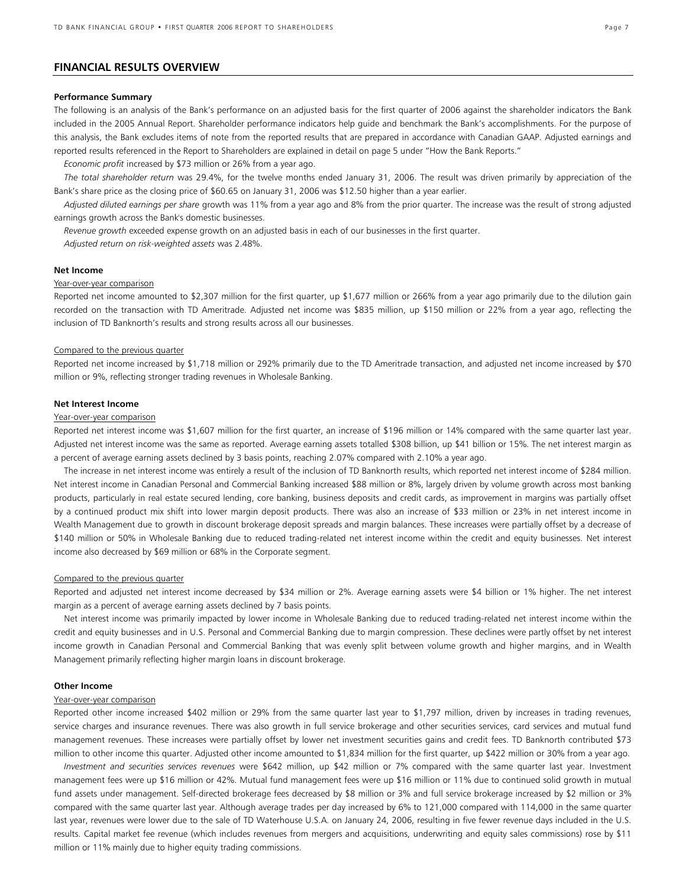## FINANCIAL RESULTS OVERVIEW

### Performance Summary

The following is an analysis of the Bank's performance on an adjusted basis for the first quarter of 2006 against the shareholder indicators the Bank included in the 2005 Annual Report. Shareholder performance indicators help guide and benchmark the Bank's accomplishments. For the purpose of this analysis, the Bank excludes items of note from the reported results that are prepared in accordance with Canadian GAAP. Adjusted earnings and reported results referenced in the Report to Shareholders are explained in detail on page 5 under "How the Bank Reports."

*Economic profit* increased by $73 million or 26% from a year ago.

*The total shareholder return* was 29.4%, for the twelve months ended January 31, 2006. The result was driven primarily by appreciation of the Bank's share price as the closing price of $60.65 on January 31, 2006 was $12.50 higher than a year earlier.

*Adjusted diluted earnings per share* growth was 11% from a year ago and 8% from the prior quarter. The increase was the result of strong adjusted earnings growth across the Bank's domestic businesses.

*Revenue growth* exceeded expense growth on an adjusted basis in each of our businesses in the first quarter.

*Adjusted return on risk-weighted assets* was 2.48%.

### Net Income

Year-over-year comparison

Reported net income amounted to $2,307 million for the first quarter, up $1,677 million or 266% from a year ago primarily due to the dilution gain recorded on the transaction with TD Ameritrade. Adjusted net income was $835 million, up $150 million or 22% from a year ago, reflecting the inclusion of TD Banknorth's results and strong results across all our businesses.

Compared to the previous quarter

Reported net income increased by $1,718 million or 292% primarily due to the TD Ameritrade transaction, and adjusted net income increased by $70 million or 9%, reflecting stronger trading revenues in Wholesale Banking.

### Net Interest Income

Year-over-year comparison

Reported net interest income was $1,607 million for the first quarter, an increase of $196 million or 14% compared with the same quarter last year. Adjusted net interest income was the same as reported. Average earning assets totalled $308 billion, up $41 billion or 15%. The net interest margin as a percent of average earning assets declined by 3 basis points, reaching 2.07% compared with 2.10% a year ago.

The increase in net interest income was entirely a result of the inclusion of TD Banknorth results, which reported net interest income of $284 million. Net interest income in Canadian Personal and Commercial Banking increased $88 million or 8%, largely driven by volume growth across most banking products, particularly in real estate secured lending, core banking, business deposits and credit cards, as improvement in margins was partially offset by a continued product mix shift into lower margin deposit products. There was also an increase of $33 million or 23% in net interest income in Wealth Management due to growth in discount brokerage deposit spreads and margin balances. These increases were partially offset by a decrease of $140 million or 50% in Wholesale Banking due to reduced trading-related net interest income within the credit and equity businesses. Net interest income also decreased by $69 million or 68% in the Corporate segment.

Compared to the previous quarter

Reported and adjusted net interest income decreased by $34 million or 2%. Average earning assets were $4 billion or 1% higher. The net interest margin as a percent of average earning assets declined by 7 basis points.

Net interest income was primarily impacted by lower income in Wholesale Banking due to reduced trading-related net interest income within the credit and equity businesses and in U.S. Personal and Commercial Banking due to margin compression. These declines were partly offset by net interest income growth in Canadian Personal and Commercial Banking that was evenly split between volume growth and higher margins, and in Wealth Management primarily reflecting higher margin loans in discount brokerage.

### Other Income

Year-over-year comparison

Reported other income increased $402 million or 29% from the same quarter last year to $1,797 million, driven by increases in trading revenues, service charges and insurance revenues. There was also growth in full service brokerage and other securities services, card services and mutual fund management revenues. These increases were partially offset by lower net investment securities gains and credit fees. TD Banknorth contributed $73 million to other income this quarter. Adjusted other income amounted to $1,834 million for the first quarter, up $422 million or 30% from a year ago.

*Investment and securities services revenues* were $642 million, up $42 million or 7% compared with the same quarter last year. Investment management fees were up $16 million or 42%. Mutual fund management fees were up $16 million or 11% due to continued solid growth in mutual fund assets under management. Self-directed brokerage fees decreased by $8 million or 3% and full service brokerage increased by $2 million or 3% compared with the same quarter last year. Although average trades per day increased by 6% to 121,000 compared with 114,000 in the same quarter last year, revenues were lower due to the sale of TD Waterhouse U.S.A. on January 24, 2006, resulting in five fewer revenue days included in the U.S. results. Capital market fee revenue (which includes revenues from mergers and acquisitions, underwriting and equity sales commissions) rose by $11 million or 11% mainly due to higher equity trading commissions.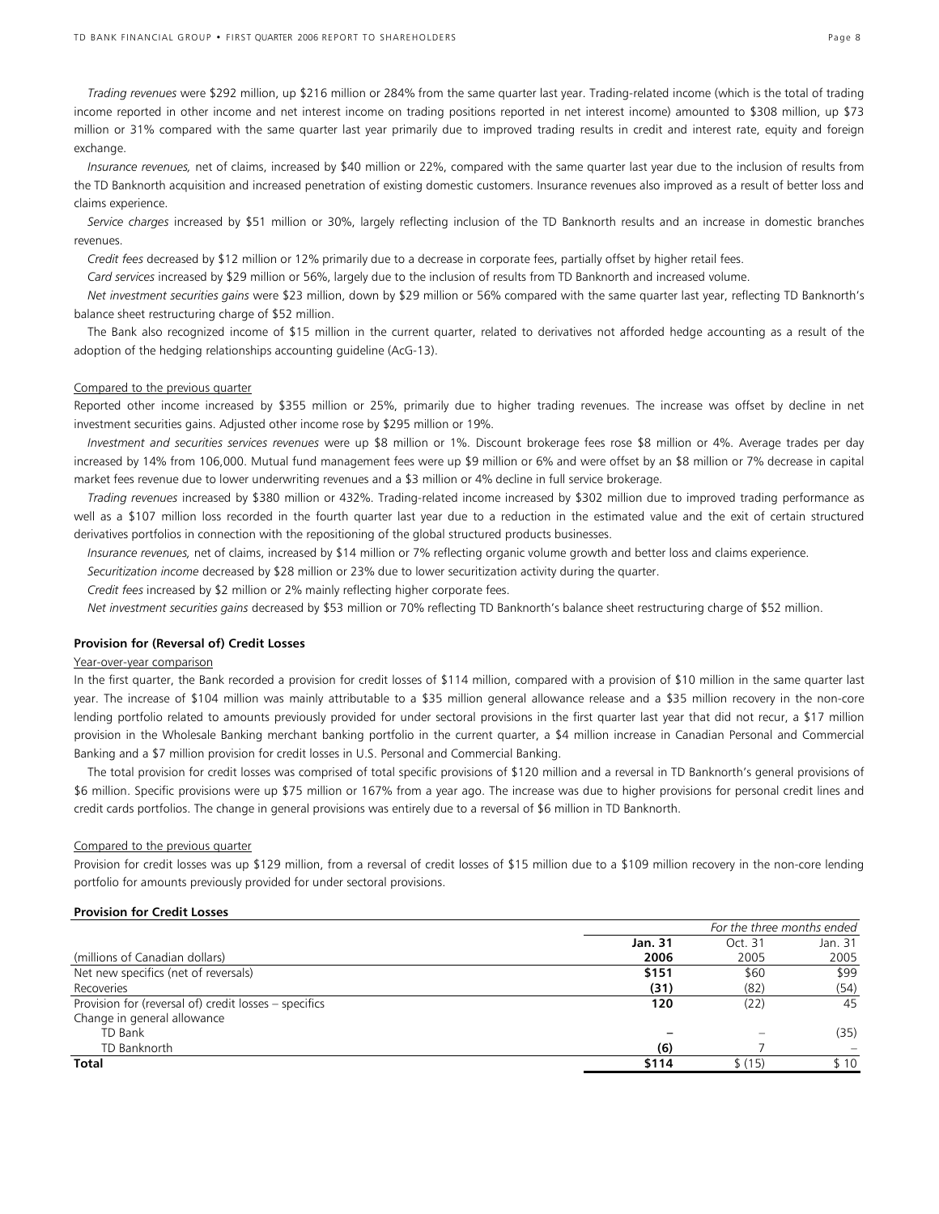*Trading revenues* were $292 million, up $216 million or 284% from the same quarter last year. Trading-related income (which is the total of trading income reported in other income and net interest income on trading positions reported in net interest income) amounted to $308 million, up $73 million or 31% compared with the same quarter last year primarily due to improved trading results in credit and interest rate, equity and foreign exchange.

*Insurance revenues,* net of claims, increased by $40 million or 22%, compared with the same quarter last year due to the inclusion of results from the TD Banknorth acquisition and increased penetration of existing domestic customers. Insurance revenues also improved as a result of better loss and claims experience.

*Service charges* increased by $51 million or 30%, largely reflecting inclusion of the TD Banknorth results and an increase in domestic branches revenues.

*Credit fees* decreased by $12 million or 12% primarily due to a decrease in corporate fees, partially offset by higher retail fees.

*Card services* increased by $29 million or 56%, largely due to the inclusion of results from TD Banknorth and increased volume.

*Net investment securities gains* were $23 million, down by $29 million or 56% compared with the same quarter last year, reflecting TD Banknorth's balance sheet restructuring charge of $52 million.

The Bank also recognized income of $15 million in the current quarter, related to derivatives not afforded hedge accounting as a result of the adoption of the hedging relationships accounting guideline (AcG-13).

Compared to the previous quarter

Reported other income increased by $355 million or 25%, primarily due to higher trading revenues. The increase was offset by decline in net investment securities gains. Adjusted other income rose by $295 million or 19%.

*Investment and securities services revenues* were up $8 million or 1%. Discount brokerage fees rose $8 million or 4%. Average trades per day increased by 14% from 106,000. Mutual fund management fees were up $9 million or 6% and were offset by an $8 million or 7% decrease in capital market fees revenue due to lower underwriting revenues and a $3 million or 4% decline in full service brokerage.

*Trading revenues* increased by $380 million or 432%. Trading-related income increased by $302 million due to improved trading performance as well as a $107 million loss recorded in the fourth quarter last year due to a reduction in the estimated value and the exit of certain structured derivatives portfolios in connection with the repositioning of the global structured products businesses.

*Insurance revenues,* net of claims, increased by $14 million or 7% reflecting organic volume growth and better loss and claims experience.

*Securitization income* decreased by $28 million or 23% due to lower securitization activity during the quarter.

*Credit fees* increased by $2 million or 2% mainly reflecting higher corporate fees.

*Net investment securities gains* decreased by $53 million or 70% reflecting TD Banknorth's balance sheet restructuring charge of $52 million.

**Provision for (Reversal of) Credit Losses**

Year-over-year comparison

In the first quarter, the Bank recorded a provision for credit losses of $114 million, compared with a provision of $10 million in the same quarter last year. The increase of $104 million was mainly attributable to a $35 million general allowance release and a $35 million recovery in the non-core lending portfolio related to amounts previously provided for under sectoral provisions in the first quarter last year that did not recur, a $17 million provision in the Wholesale Banking merchant banking portfolio in the current quarter, a $4 million increase in Canadian Personal and Commercial Banking and a $7 million provision for credit losses in U.S. Personal and Commercial Banking.

The total provision for credit losses was comprised of total specific provisions of $120 million and a reversal in TD Banknorth's general provisions of $6 million. Specific provisions were up $75 million or 167% from a year ago. The increase was due to higher provisions for personal credit lines and credit cards portfolios. The change in general provisions was entirely due to a reversal of $6 million in TD Banknorth.

Compared to the previous quarter

Provision for credit losses was up $129 million, from a reversal of credit losses of $15 million due to a $109 million recovery in the non-core lending portfolio for amounts previously provided for under sectoral provisions.

**Provision for Credit Losses**

| | *For the three months ended* | | |
|---|---|---|---|
| | **Jan. 31** | Oct. 31 | Jan. 31 |
| (millions of Canadian dollars) | **2006** | 2005 | 2005 |
| Net new specifics (net of reversals) | **$151** | $60 | $99 |
| Recoveries | **(31)** | (82) | (54) |
| Provision for (reversal of) credit losses – specifics | **120** | (22) | 45 |
| Change in general allowance | | | |
| TD Bank | **–** | – | (35) |
| TD Banknorth | **(6)** | 7 | – |
| **Total** | **$114** | $ (15) | $ 10 |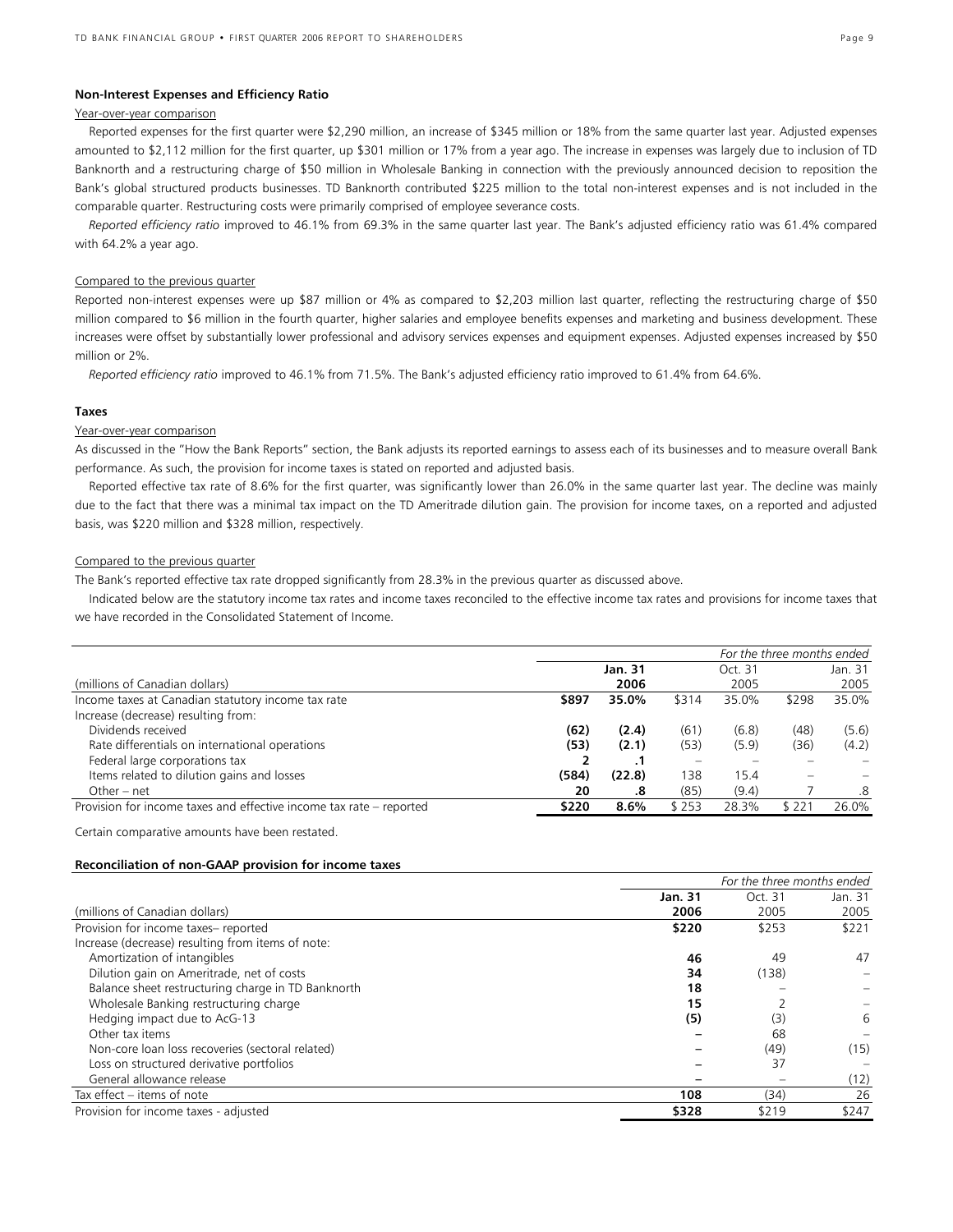### Non-Interest Expenses and Efficiency Ratio

Year-over-year comparison

Reported expenses for the first quarter were $2,290 million, an increase of $345 million or 18% from the same quarter last year. Adjusted expenses amounted to $2,112 million for the first quarter, up $301 million or 17% from a year ago. The increase in expenses was largely due to inclusion of TD Banknorth and a restructuring charge of $50 million in Wholesale Banking in connection with the previously announced decision to reposition the Bank's global structured products businesses. TD Banknorth contributed $225 million to the total non-interest expenses and is not included in the comparable quarter. Restructuring costs were primarily comprised of employee severance costs.

*Reported efficiency ratio* improved to 46.1% from 69.3% in the same quarter last year. The Bank's adjusted efficiency ratio was 61.4% compared with 64.2% a year ago.

Compared to the previous quarter

Reported non-interest expenses were up $87 million or 4% as compared to $2,203 million last quarter, reflecting the restructuring charge of $50 million compared to $6 million in the fourth quarter, higher salaries and employee benefits expenses and marketing and business development. These increases were offset by substantially lower professional and advisory services expenses and equipment expenses. Adjusted expenses increased by $50 million or 2%.

*Reported efficiency ratio* improved to 46.1% from 71.5%. The Bank's adjusted efficiency ratio improved to 61.4% from 64.6%.

### Taxes

Year-over-year comparison

As discussed in the "How the Bank Reports" section, the Bank adjusts its reported earnings to assess each of its businesses and to measure overall Bank performance. As such, the provision for income taxes is stated on reported and adjusted basis.

Reported effective tax rate of 8.6% for the first quarter, was significantly lower than 26.0% in the same quarter last year. The decline was mainly due to the fact that there was a minimal tax impact on the TD Ameritrade dilution gain. The provision for income taxes, on a reported and adjusted basis, was $220 million and $328 million, respectively.

Compared to the previous quarter

The Bank's reported effective tax rate dropped significantly from 28.3% in the previous quarter as discussed above.

Indicated below are the statutory income tax rates and income taxes reconciled to the effective income tax rates and provisions for income taxes that we have recorded in the Consolidated Statement of Income.

| | | | | | | *For the three months ended* |
|---|---|---|---|---|---|---|
| | | **Jan. 31** | | Oct. 31 | | Jan. 31 |
| (millions of Canadian dollars) | | **2006** | | 2005 | | 2005 |
| Income taxes at Canadian statutory income tax rate | **$897** | **35.0%** | $314 | 35.0% | $298 | 35.0% |
| Increase (decrease) resulting from: | | | | | | |
| Dividends received | **(62)** | **(2.4)** | (61) | (6.8) | (48) | (5.6) |
| Rate differentials on international operations | **(53)** | **(2.1)** | (53) | (5.9) | (36) | (4.2) |
| Federal large corporations tax | **2** | **.1** | – | – | – | – |
| Items related to dilution gains and losses | **(584)** | **(22.8)** | 138 | 15.4 | – | – |
| Other – net | **20** | **.8** | (85) | (9.4) | 7 | .8 |
| Provision for income taxes and effective income tax rate – reported | **$220** | **8.6%** | $ 253 | 28.3% | $ 221 | 26.0% |

Certain comparative amounts have been restated.

**Reconciliation of non-GAAP provision for income taxes**

| | | | *For the three months ended* |
|---|---|---|---|
| | **Jan. 31** | Oct. 31 | Jan. 31 |
| (millions of Canadian dollars) | **2006** | 2005 | 2005 |
| Provision for income taxes– reported | **$220** | $253 | $221 |
| Increase (decrease) resulting from items of note: | | | |
| Amortization of intangibles | **46** | 49 | 47 |
| Dilution gain on Ameritrade, net of costs | **34** | (138) | – |
| Balance sheet restructuring charge in TD Banknorth | **18** | – | – |
| Wholesale Banking restructuring charge | **15** | 2 | – |
| Hedging impact due to AcG-13 | **(5)** | (3) | 6 |
| Other tax items | **–** | 68 | – |
| Non-core loan loss recoveries (sectoral related) | **–** | (49) | (15) |
| Loss on structured derivative portfolios | **–** | 37 | – |
| General allowance release | **–** | – | (12) |
| Tax effect – items of note | **108** | (34) | 26 |
| Provision for income taxes - adjusted | **$328** | $219 | $247 |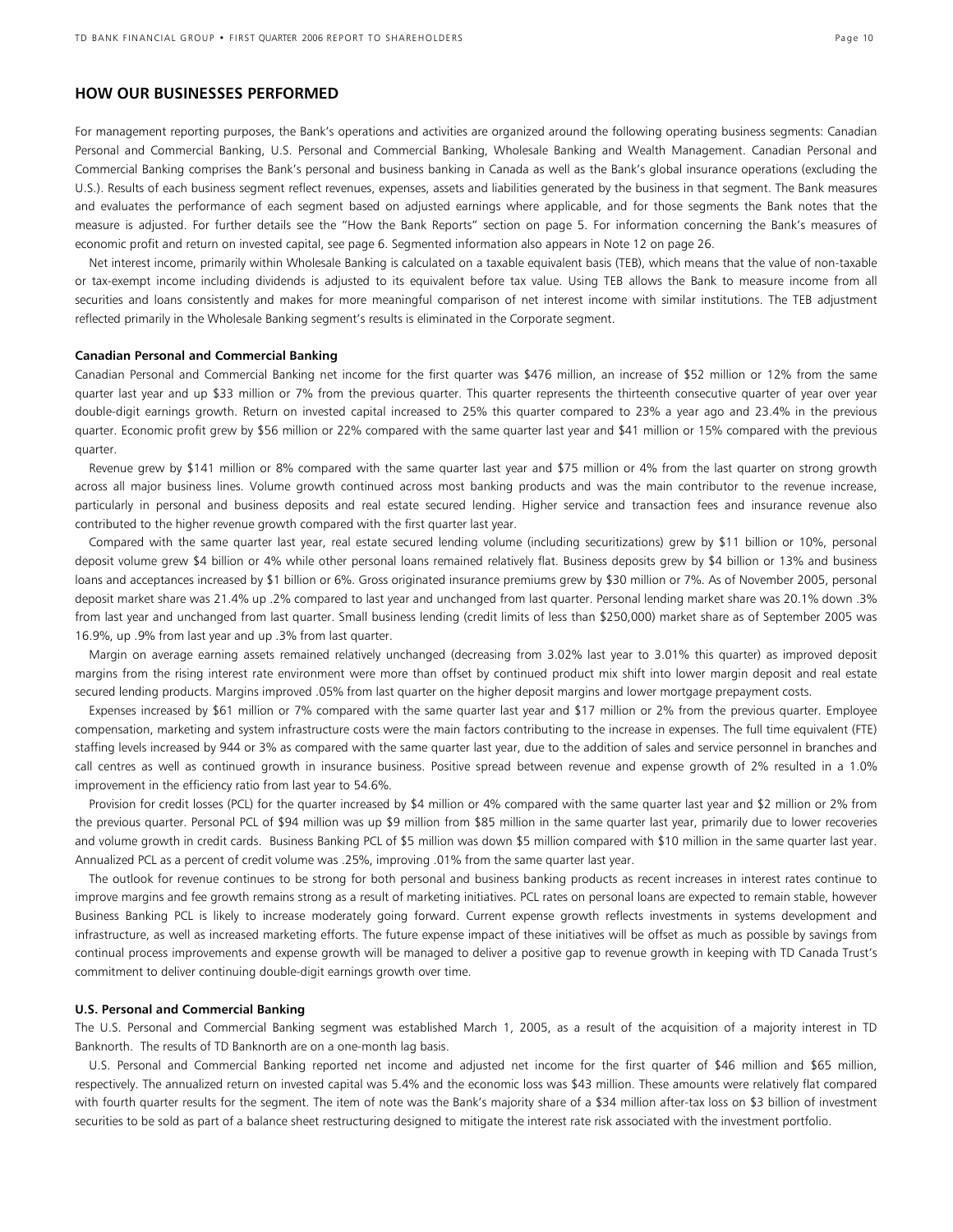## HOW OUR BUSINESSES PERFORMED

For management reporting purposes, the Bank's operations and activities are organized around the following operating business segments: Canadian Personal and Commercial Banking, U.S. Personal and Commercial Banking, Wholesale Banking and Wealth Management. Canadian Personal and Commercial Banking comprises the Bank's personal and business banking in Canada as well as the Bank's global insurance operations (excluding the U.S.). Results of each business segment reflect revenues, expenses, assets and liabilities generated by the business in that segment. The Bank measures and evaluates the performance of each segment based on adjusted earnings where applicable, and for those segments the Bank notes that the measure is adjusted. For further details see the "How the Bank Reports" section on page 5. For information concerning the Bank's measures of economic profit and return on invested capital, see page 6. Segmented information also appears in Note 12 on page 26.

Net interest income, primarily within Wholesale Banking is calculated on a taxable equivalent basis (TEB), which means that the value of non-taxable or tax-exempt income including dividends is adjusted to its equivalent before tax value. Using TEB allows the Bank to measure income from all securities and loans consistently and makes for more meaningful comparison of net interest income with similar institutions. The TEB adjustment reflected primarily in the Wholesale Banking segment's results is eliminated in the Corporate segment.

**Canadian Personal and Commercial Banking**

Canadian Personal and Commercial Banking net income for the first quarter was $476 million, an increase of $52 million or 12% from the same quarter last year and up $33 million or 7% from the previous quarter. This quarter represents the thirteenth consecutive quarter of year over year double-digit earnings growth. Return on invested capital increased to 25% this quarter compared to 23% a year ago and 23.4% in the previous quarter. Economic profit grew by $56 million or 22% compared with the same quarter last year and $41 million or 15% compared with the previous quarter.

Revenue grew by $141 million or 8% compared with the same quarter last year and $75 million or 4% from the last quarter on strong growth across all major business lines. Volume growth continued across most banking products and was the main contributor to the revenue increase, particularly in personal and business deposits and real estate secured lending. Higher service and transaction fees and insurance revenue also contributed to the higher revenue growth compared with the first quarter last year.

Compared with the same quarter last year, real estate secured lending volume (including securitizations) grew by $11 billion or 10%, personal deposit volume grew $4 billion or 4% while other personal loans remained relatively flat. Business deposits grew by $4 billion or 13% and business loans and acceptances increased by $1 billion or 6%. Gross originated insurance premiums grew by $30 million or 7%. As of November 2005, personal deposit market share was 21.4% up .2% compared to last year and unchanged from last quarter. Personal lending market share was 20.1% down .3% from last year and unchanged from last quarter. Small business lending (credit limits of less than $250,000) market share as of September 2005 was 16.9%, up .9% from last year and up .3% from last quarter.

Margin on average earning assets remained relatively unchanged (decreasing from 3.02% last year to 3.01% this quarter) as improved deposit margins from the rising interest rate environment were more than offset by continued product mix shift into lower margin deposit and real estate secured lending products. Margins improved .05% from last quarter on the higher deposit margins and lower mortgage prepayment costs.

Expenses increased by $61 million or 7% compared with the same quarter last year and $17 million or 2% from the previous quarter. Employee compensation, marketing and system infrastructure costs were the main factors contributing to the increase in expenses. The full time equivalent (FTE) staffing levels increased by 944 or 3% as compared with the same quarter last year, due to the addition of sales and service personnel in branches and call centres as well as continued growth in insurance business. Positive spread between revenue and expense growth of 2% resulted in a 1.0% improvement in the efficiency ratio from last year to 54.6%.

Provision for credit losses (PCL) for the quarter increased by $4 million or 4% compared with the same quarter last year and $2 million or 2% from the previous quarter. Personal PCL of $94 million was up $9 million from $85 million in the same quarter last year, primarily due to lower recoveries and volume growth in credit cards. Business Banking PCL of $5 million was down $5 million compared with $10 million in the same quarter last year. Annualized PCL as a percent of credit volume was .25%, improving .01% from the same quarter last year.

The outlook for revenue continues to be strong for both personal and business banking products as recent increases in interest rates continue to improve margins and fee growth remains strong as a result of marketing initiatives. PCL rates on personal loans are expected to remain stable, however Business Banking PCL is likely to increase moderately going forward. Current expense growth reflects investments in systems development and infrastructure, as well as increased marketing efforts. The future expense impact of these initiatives will be offset as much as possible by savings from continual process improvements and expense growth will be managed to deliver a positive gap to revenue growth in keeping with TD Canada Trust's commitment to deliver continuing double-digit earnings growth over time.

**U.S. Personal and Commercial Banking**

The U.S. Personal and Commercial Banking segment was established March 1, 2005, as a result of the acquisition of a majority interest in TD Banknorth. The results of TD Banknorth are on a one-month lag basis.

U.S. Personal and Commercial Banking reported net income and adjusted net income for the first quarter of $46 million and $65 million, respectively. The annualized return on invested capital was 5.4% and the economic loss was $43 million. These amounts were relatively flat compared with fourth quarter results for the segment. The item of note was the Bank's majority share of a $34 million after-tax loss on $3 billion of investment securities to be sold as part of a balance sheet restructuring designed to mitigate the interest rate risk associated with the investment portfolio.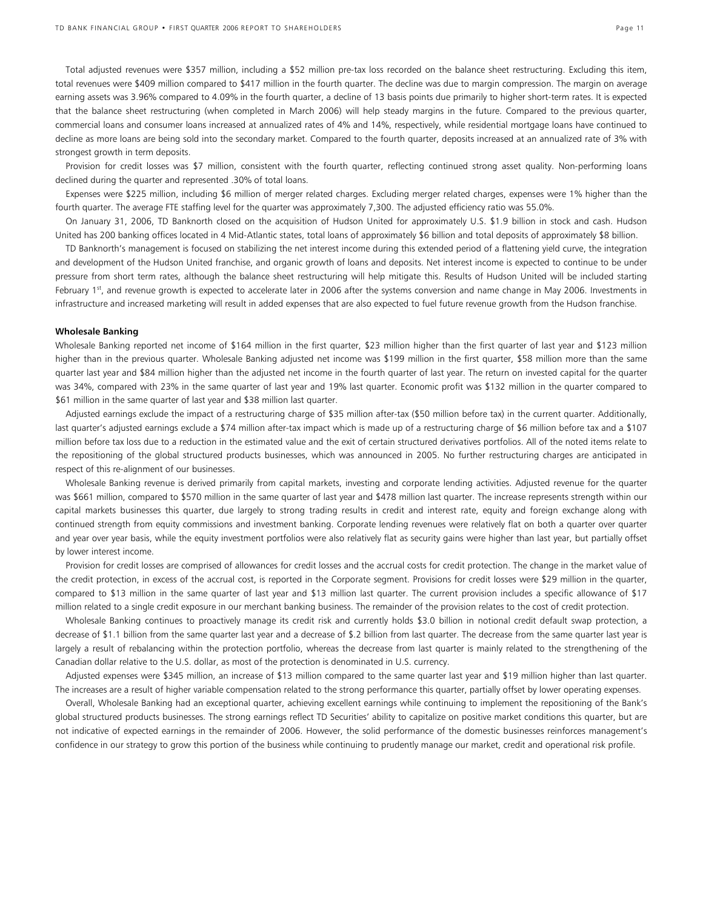Total adjusted revenues were $357 million, including a $52 million pre-tax loss recorded on the balance sheet restructuring. Excluding this item, total revenues were $409 million compared to $417 million in the fourth quarter. The decline was due to margin compression. The margin on average earning assets was 3.96% compared to 4.09% in the fourth quarter, a decline of 13 basis points due primarily to higher short-term rates. It is expected that the balance sheet restructuring (when completed in March 2006) will help steady margins in the future. Compared to the previous quarter, commercial loans and consumer loans increased at annualized rates of 4% and 14%, respectively, while residential mortgage loans have continued to decline as more loans are being sold into the secondary market. Compared to the fourth quarter, deposits increased at an annualized rate of 3% with strongest growth in term deposits.

Provision for credit losses was $7 million, consistent with the fourth quarter, reflecting continued strong asset quality. Non-performing loans declined during the quarter and represented .30% of total loans.

Expenses were $225 million, including $6 million of merger related charges. Excluding merger related charges, expenses were 1% higher than the fourth quarter. The average FTE staffing level for the quarter was approximately 7,300. The adjusted efficiency ratio was 55.0%.

On January 31, 2006, TD Banknorth closed on the acquisition of Hudson United for approximately U.S. $1.9 billion in stock and cash. Hudson United has 200 banking offices located in 4 Mid-Atlantic states, total loans of approximately $6 billion and total deposits of approximately $8 billion.

TD Banknorth's management is focused on stabilizing the net interest income during this extended period of a flattening yield curve, the integration and development of the Hudson United franchise, and organic growth of loans and deposits. Net interest income is expected to continue to be under pressure from short term rates, although the balance sheet restructuring will help mitigate this. Results of Hudson United will be included starting February 1st, and revenue growth is expected to accelerate later in 2006 after the systems conversion and name change in May 2006. Investments in infrastructure and increased marketing will result in added expenses that are also expected to fuel future revenue growth from the Hudson franchise.

**Wholesale Banking**

Wholesale Banking reported net income of $164 million in the first quarter, $23 million higher than the first quarter of last year and $123 million higher than in the previous quarter. Wholesale Banking adjusted net income was $199 million in the first quarter, $58 million more than the same quarter last year and $84 million higher than the adjusted net income in the fourth quarter of last year. The return on invested capital for the quarter was 34%, compared with 23% in the same quarter of last year and 19% last quarter. Economic profit was $132 million in the quarter compared to $61 million in the same quarter of last year and $38 million last quarter.

Adjusted earnings exclude the impact of a restructuring charge of $35 million after-tax ($50 million before tax) in the current quarter. Additionally, last quarter's adjusted earnings exclude a $74 million after-tax impact which is made up of a restructuring charge of $6 million before tax and a $107 million before tax loss due to a reduction in the estimated value and the exit of certain structured derivatives portfolios. All of the noted items relate to the repositioning of the global structured products businesses, which was announced in 2005. No further restructuring charges are anticipated in respect of this re-alignment of our businesses.

Wholesale Banking revenue is derived primarily from capital markets, investing and corporate lending activities. Adjusted revenue for the quarter was $661 million, compared to $570 million in the same quarter of last year and $478 million last quarter. The increase represents strength within our capital markets businesses this quarter, due largely to strong trading results in credit and interest rate, equity and foreign exchange along with continued strength from equity commissions and investment banking. Corporate lending revenues were relatively flat on both a quarter over quarter and year over year basis, while the equity investment portfolios were also relatively flat as security gains were higher than last year, but partially offset by lower interest income.

Provision for credit losses are comprised of allowances for credit losses and the accrual costs for credit protection. The change in the market value of the credit protection, in excess of the accrual cost, is reported in the Corporate segment. Provisions for credit losses were $29 million in the quarter, compared to $13 million in the same quarter of last year and $13 million last quarter. The current provision includes a specific allowance of $17 million related to a single credit exposure in our merchant banking business. The remainder of the provision relates to the cost of credit protection.

Wholesale Banking continues to proactively manage its credit risk and currently holds $3.0 billion in notional credit default swap protection, a decrease of $1.1 billion from the same quarter last year and a decrease of $.2 billion from last quarter. The decrease from the same quarter last year is largely a result of rebalancing within the protection portfolio, whereas the decrease from last quarter is mainly related to the strengthening of the Canadian dollar relative to the U.S. dollar, as most of the protection is denominated in U.S. currency.

Adjusted expenses were $345 million, an increase of $13 million compared to the same quarter last year and $19 million higher than last quarter. The increases are a result of higher variable compensation related to the strong performance this quarter, partially offset by lower operating expenses.

Overall, Wholesale Banking had an exceptional quarter, achieving excellent earnings while continuing to implement the repositioning of the Bank's global structured products businesses. The strong earnings reflect TD Securities' ability to capitalize on positive market conditions this quarter, but are not indicative of expected earnings in the remainder of 2006. However, the solid performance of the domestic businesses reinforces management's confidence in our strategy to grow this portion of the business while continuing to prudently manage our market, credit and operational risk profile.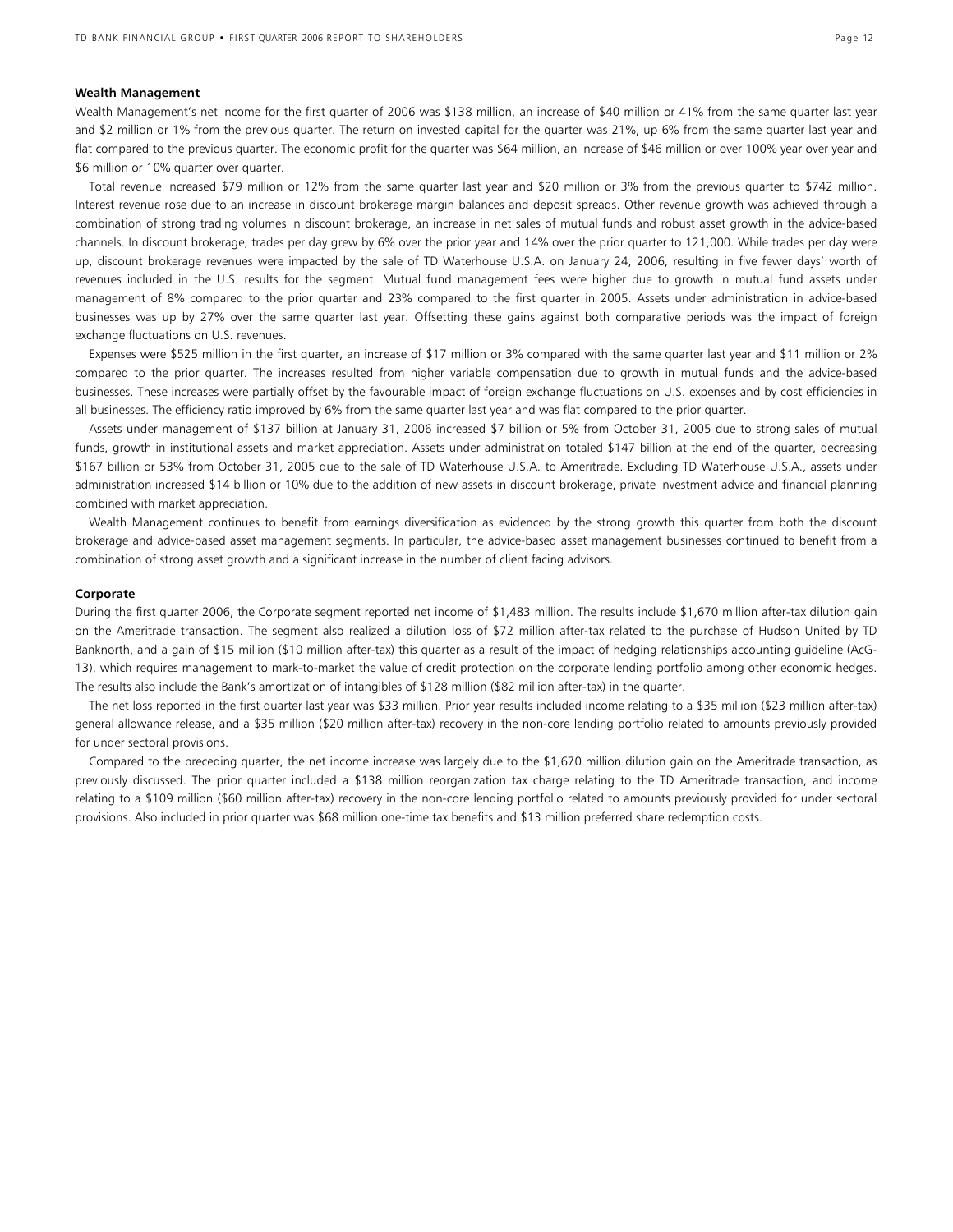### Wealth Management

Wealth Management's net income for the first quarter of 2006 was $138 million, an increase of $40 million or 41% from the same quarter last year and $2 million or 1% from the previous quarter. The return on invested capital for the quarter was 21%, up 6% from the same quarter last year and flat compared to the previous quarter. The economic profit for the quarter was $64 million, an increase of $46 million or over 100% year over year and $6 million or 10% quarter over quarter.

Total revenue increased $79 million or 12% from the same quarter last year and $20 million or 3% from the previous quarter to $742 million. Interest revenue rose due to an increase in discount brokerage margin balances and deposit spreads. Other revenue growth was achieved through a combination of strong trading volumes in discount brokerage, an increase in net sales of mutual funds and robust asset growth in the advice-based channels. In discount brokerage, trades per day grew by 6% over the prior year and 14% over the prior quarter to 121,000. While trades per day were up, discount brokerage revenues were impacted by the sale of TD Waterhouse U.S.A. on January 24, 2006, resulting in five fewer days' worth of revenues included in the U.S. results for the segment. Mutual fund management fees were higher due to growth in mutual fund assets under management of 8% compared to the prior quarter and 23% compared to the first quarter in 2005. Assets under administration in advice-based businesses was up by 27% over the same quarter last year. Offsetting these gains against both comparative periods was the impact of foreign exchange fluctuations on U.S. revenues.

Expenses were $525 million in the first quarter, an increase of $17 million or 3% compared with the same quarter last year and $11 million or 2% compared to the prior quarter. The increases resulted from higher variable compensation due to growth in mutual funds and the advice-based businesses. These increases were partially offset by the favourable impact of foreign exchange fluctuations on U.S. expenses and by cost efficiencies in all businesses. The efficiency ratio improved by 6% from the same quarter last year and was flat compared to the prior quarter.

Assets under management of $137 billion at January 31, 2006 increased $7 billion or 5% from October 31, 2005 due to strong sales of mutual funds, growth in institutional assets and market appreciation. Assets under administration totaled $147 billion at the end of the quarter, decreasing $167 billion or 53% from October 31, 2005 due to the sale of TD Waterhouse U.S.A. to Ameritrade. Excluding TD Waterhouse U.S.A., assets under administration increased $14 billion or 10% due to the addition of new assets in discount brokerage, private investment advice and financial planning combined with market appreciation.

Wealth Management continues to benefit from earnings diversification as evidenced by the strong growth this quarter from both the discount brokerage and advice-based asset management segments. In particular, the advice-based asset management businesses continued to benefit from a combination of strong asset growth and a significant increase in the number of client facing advisors.

### Corporate

During the first quarter 2006, the Corporate segment reported net income of $1,483 million. The results include $1,670 million after-tax dilution gain on the Ameritrade transaction. The segment also realized a dilution loss of $72 million after-tax related to the purchase of Hudson United by TD Banknorth, and a gain of $15 million ($10 million after-tax) this quarter as a result of the impact of hedging relationships accounting guideline (AcG-13), which requires management to mark-to-market the value of credit protection on the corporate lending portfolio among other economic hedges. The results also include the Bank's amortization of intangibles of $128 million ($82 million after-tax) in the quarter.

The net loss reported in the first quarter last year was $33 million. Prior year results included income relating to a $35 million ($23 million after-tax) general allowance release, and a $35 million ($20 million after-tax) recovery in the non-core lending portfolio related to amounts previously provided for under sectoral provisions.

Compared to the preceding quarter, the net income increase was largely due to the $1,670 million dilution gain on the Ameritrade transaction, as previously discussed. The prior quarter included a $138 million reorganization tax charge relating to the TD Ameritrade transaction, and income relating to a $109 million ($60 million after-tax) recovery in the non-core lending portfolio related to amounts previously provided for under sectoral provisions. Also included in prior quarter was $68 million one-time tax benefits and $13 million preferred share redemption costs.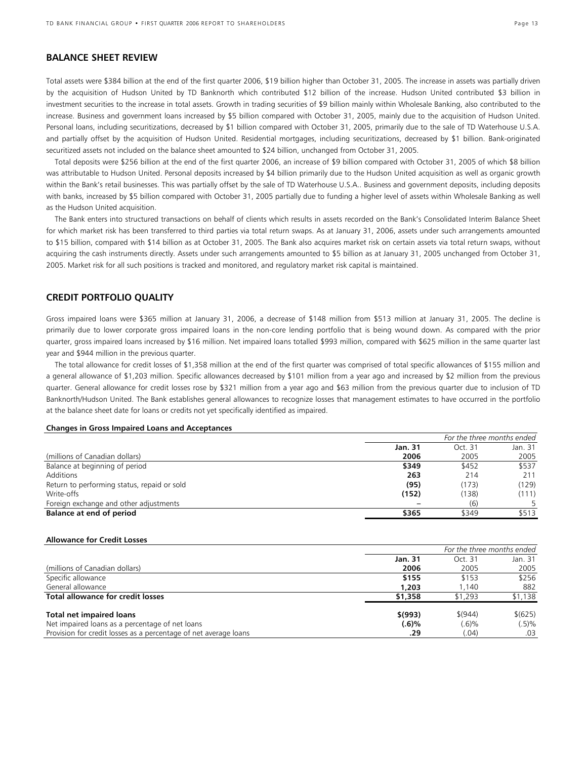## BALANCE SHEET REVIEW

Total assets were $384 billion at the end of the first quarter 2006, $19 billion higher than October 31, 2005. The increase in assets was partially driven by the acquisition of Hudson United by TD Banknorth which contributed $12 billion of the increase. Hudson United contributed $3 billion in investment securities to the increase in total assets. Growth in trading securities of $9 billion mainly within Wholesale Banking, also contributed to the increase. Business and government loans increased by $5 billion compared with October 31, 2005, mainly due to the acquisition of Hudson United. Personal loans, including securitizations, decreased by $1 billion compared with October 31, 2005, primarily due to the sale of TD Waterhouse U.S.A. and partially offset by the acquisition of Hudson United. Residential mortgages, including securitizations, decreased by $1 billion. Bank-originated securitized assets not included on the balance sheet amounted to $24 billion, unchanged from October 31, 2005.

Total deposits were $256 billion at the end of the first quarter 2006, an increase of $9 billion compared with October 31, 2005 of which $8 billion was attributable to Hudson United. Personal deposits increased by $4 billion primarily due to the Hudson United acquisition as well as organic growth within the Bank's retail businesses. This was partially offset by the sale of TD Waterhouse U.S.A.. Business and government deposits, including deposits with banks, increased by $5 billion compared with October 31, 2005 partially due to funding a higher level of assets within Wholesale Banking as well as the Hudson United acquisition.

The Bank enters into structured transactions on behalf of clients which results in assets recorded on the Bank's Consolidated Interim Balance Sheet for which market risk has been transferred to third parties via total return swaps. As at January 31, 2006, assets under such arrangements amounted to $15 billion, compared with $14 billion as at October 31, 2005. The Bank also acquires market risk on certain assets via total return swaps, without acquiring the cash instruments directly. Assets under such arrangements amounted to $5 billion as at January 31, 2005 unchanged from October 31, 2005. Market risk for all such positions is tracked and monitored, and regulatory market risk capital is maintained.

## CREDIT PORTFOLIO QUALITY

Gross impaired loans were $365 million at January 31, 2006, a decrease of $148 million from $513 million at January 31, 2005. The decline is primarily due to lower corporate gross impaired loans in the non-core lending portfolio that is being wound down. As compared with the prior quarter, gross impaired loans increased by $16 million. Net impaired loans totalled $993 million, compared with $625 million in the same quarter last year and $944 million in the previous quarter.

The total allowance for credit losses of $1,358 million at the end of the first quarter was comprised of total specific allowances of $155 million and a general allowance of $1,203 million. Specific allowances decreased by $101 million from a year ago and increased by $2 million from the previous quarter. General allowance for credit losses rose by $321 million from a year ago and $63 million from the previous quarter due to inclusion of TD Banknorth/Hudson United. The Bank establishes general allowances to recognize losses that management estimates to have occurred in the portfolio at the balance sheet date for loans or credits not yet specifically identified as impaired.

**Changes in Gross Impaired Loans and Acceptances**

| | *For the three months ended* | | |
|---|---|---|---|
| | **Jan. 31** | Oct. 31 | Jan. 31 |
| (millions of Canadian dollars) | **2006** | 2005 | 2005 |
| Balance at beginning of period | **$349** | $452 | $537 |
| Additions | **263** | 214 | 211 |
| Return to performing status, repaid or sold | **(95)** | (173) | (129) |
| Write-offs | **(152)** | (138) | (111) |
| Foreign exchange and other adjustments | **–** | (6) | 5 |
| **Balance at end of period** | **$365** | $349 | $513 |

**Allowance for Credit Losses**

| | *For the three months ended* | | |
|---|---|---|---|
| | **Jan. 31** | Oct. 31 | Jan. 31 |
| (millions of Canadian dollars) | **2006** | 2005 | 2005 |
| Specific allowance | **$155** | $153 | $256 |
| General allowance | **1,203** | 1,140 | 882 |
| **Total allowance for credit losses** | **$1,358** | $1,293 | $1,138 |
| **Total net impaired loans** | **$(993)** | $(944) | $(625) |
| Net impaired loans as a percentage of net loans | **(.6)%** | (.6)% | (.5)% |
| Provision for credit losses as a percentage of net average loans | **.29** | (.04) | .03 |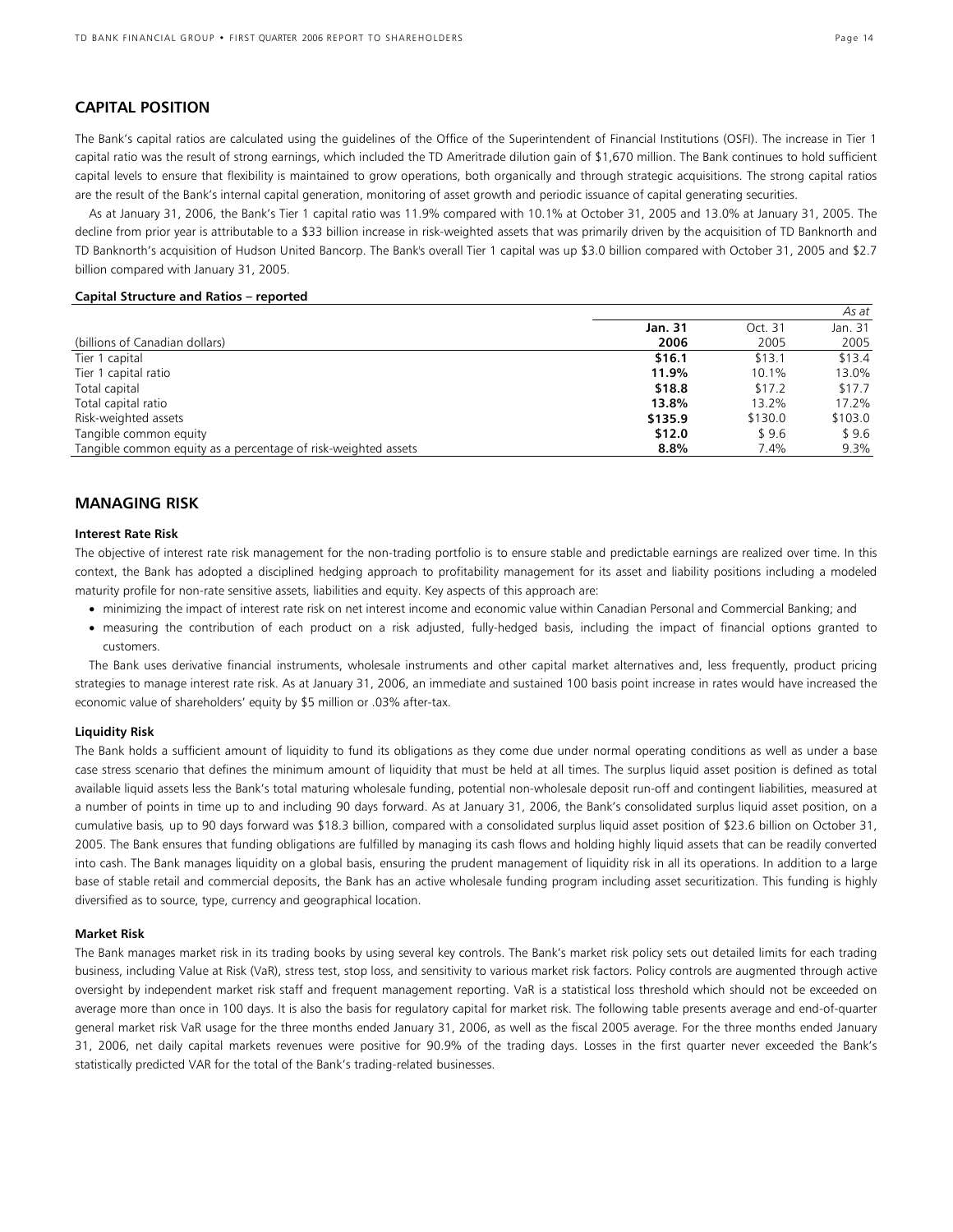## CAPITAL POSITION

The Bank's capital ratios are calculated using the guidelines of the Office of the Superintendent of Financial Institutions (OSFI). The increase in Tier 1 capital ratio was the result of strong earnings, which included the TD Ameritrade dilution gain of $1,670 million. The Bank continues to hold sufficient capital levels to ensure that flexibility is maintained to grow operations, both organically and through strategic acquisitions. The strong capital ratios are the result of the Bank's internal capital generation, monitoring of asset growth and periodic issuance of capital generating securities.

As at January 31, 2006, the Bank's Tier 1 capital ratio was 11.9% compared with 10.1% at October 31, 2005 and 13.0% at January 31, 2005. The decline from prior year is attributable to a $33 billion increase in risk-weighted assets that was primarily driven by the acquisition of TD Banknorth and TD Banknorth's acquisition of Hudson United Bancorp. The Bank's overall Tier 1 capital was up $3.0 billion compared with October 31, 2005 and $2.7 billion compared with January 31, 2005.

**Capital Structure and Ratios – reported**

| (billions of Canadian dollars) | **Jan. 31 2006** | Oct. 31 2005 | *As at* Jan. 31 2005 |
|---|---|---|---|
| Tier 1 capital | **$16.1** | $13.1 | $13.4 |
| Tier 1 capital ratio | **11.9%** | 10.1% | 13.0% |
| Total capital | **$18.8** | $17.2 | $17.7 |
| Total capital ratio | **13.8%** | 13.2% | 17.2% |
| Risk-weighted assets | **$135.9** | $130.0 | $103.0 |
| Tangible common equity | **$12.0** | $ 9.6 | $ 9.6 |
| Tangible common equity as a percentage of risk-weighted assets | **8.8%** | 7.4% | 9.3% |

## MANAGING RISK

### Interest Rate Risk

The objective of interest rate risk management for the non-trading portfolio is to ensure stable and predictable earnings are realized over time. In this context, the Bank has adopted a disciplined hedging approach to profitability management for its asset and liability positions including a modeled maturity profile for non-rate sensitive assets, liabilities and equity. Key aspects of this approach are:

- minimizing the impact of interest rate risk on net interest income and economic value within Canadian Personal and Commercial Banking; and
- measuring the contribution of each product on a risk adjusted, fully-hedged basis, including the impact of financial options granted to customers.

The Bank uses derivative financial instruments, wholesale instruments and other capital market alternatives and, less frequently, product pricing strategies to manage interest rate risk. As at January 31, 2006, an immediate and sustained 100 basis point increase in rates would have increased the economic value of shareholders' equity by $5 million or .03% after-tax.

### Liquidity Risk

The Bank holds a sufficient amount of liquidity to fund its obligations as they come due under normal operating conditions as well as under a base case stress scenario that defines the minimum amount of liquidity that must be held at all times. The surplus liquid asset position is defined as total available liquid assets less the Bank's total maturing wholesale funding, potential non-wholesale deposit run-off and contingent liabilities, measured at a number of points in time up to and including 90 days forward. As at January 31, 2006, the Bank's consolidated surplus liquid asset position, on a cumulative basis, up to 90 days forward was $18.3 billion, compared with a consolidated surplus liquid asset position of $23.6 billion on October 31, 2005. The Bank ensures that funding obligations are fulfilled by managing its cash flows and holding highly liquid assets that can be readily converted into cash. The Bank manages liquidity on a global basis, ensuring the prudent management of liquidity risk in all its operations. In addition to a large base of stable retail and commercial deposits, the Bank has an active wholesale funding program including asset securitization. This funding is highly diversified as to source, type, currency and geographical location.

### Market Risk

The Bank manages market risk in its trading books by using several key controls. The Bank's market risk policy sets out detailed limits for each trading business, including Value at Risk (VaR), stress test, stop loss, and sensitivity to various market risk factors. Policy controls are augmented through active oversight by independent market risk staff and frequent management reporting. VaR is a statistical loss threshold which should not be exceeded on average more than once in 100 days. It is also the basis for regulatory capital for market risk. The following table presents average and end-of-quarter general market risk VaR usage for the three months ended January 31, 2006, as well as the fiscal 2005 average. For the three months ended January 31, 2006, net daily capital markets revenues were positive for 90.9% of the trading days. Losses in the first quarter never exceeded the Bank's statistically predicted VAR for the total of the Bank's trading-related businesses.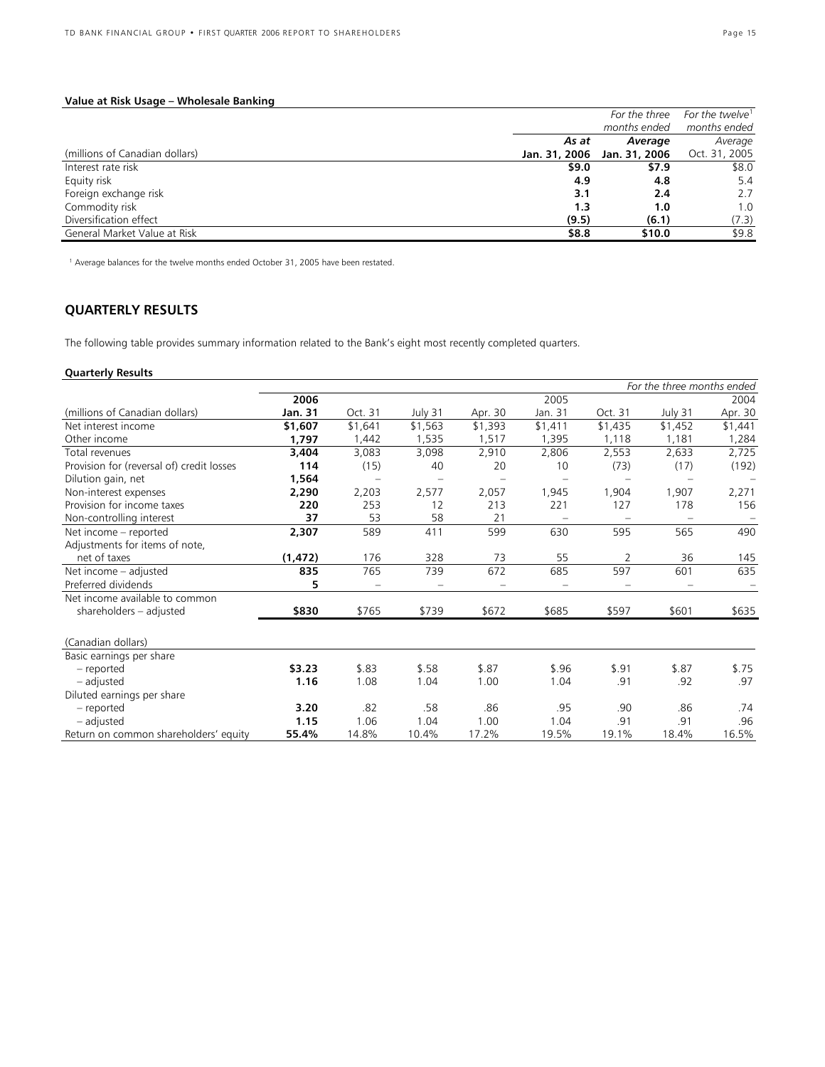**Value at Risk Usage – Wholesale Banking**

| (millions of Canadian dollars) | As at Jan. 31, 2006 | For the three months ended Average Jan. 31, 2006 | For the twelve[1] months ended Average Oct. 31, 2005 |
|---|---|---|---|
| Interest rate risk | **$9.0** | **$7.9** | $8.0 |
| Equity risk | **4.9** | **4.8** | 5.4 |
| Foreign exchange risk | **3.1** | **2.4** | 2.7 |
| Commodity risk | **1.3** | **1.0** | 1.0 |
| Diversification effect | **(9.5)** | **(6.1)** | (7.3) |
| General Market Value at Risk | **$8.8** | **$10.0** | $9.8 |

[1] Average balances for the twelve months ended October 31, 2005 have been restated.

## QUARTERLY RESULTS

The following table provides summary information related to the Bank's eight most recently completed quarters.

**Quarterly Results**

| | | | | | | | | *For the three months ended* |
|---|---|---|---|---|---|---|---|---|
| | **2006** | | | | 2005 | | | 2004 |
| (millions of Canadian dollars) | **Jan. 31** | Oct. 31 | July 31 | Apr. 30 | Jan. 31 | Oct. 31 | July 31 | Apr. 30 |
| Net interest income | **$1,607** | $1,641 | $1,563 | $1,393 | $1,411 | $1,435 | $1,452 | $1,441 |
| Other income | **1,797** | 1,442 | 1,535 | 1,517 | 1,395 | 1,118 | 1,181 | 1,284 |
| Total revenues | **3,404** | 3,083 | 3,098 | 2,910 | 2,806 | 2,553 | 2,633 | 2,725 |
| Provision for (reversal of) credit losses | **114** | (15) | 40 | 20 | 10 | (73) | (17) | (192) |
| Dilution gain, net | **1,564** | – | – | – | – | – | – | – |
| Non-interest expenses | **2,290** | 2,203 | 2,577 | 2,057 | 1,945 | 1,904 | 1,907 | 2,271 |
| Provision for income taxes | **220** | 253 | 12 | 213 | 221 | 127 | 178 | 156 |
| Non-controlling interest | **37** | 53 | 58 | 21 | – | – | – | – |
| Net income – reported | **2,307** | 589 | 411 | 599 | 630 | 595 | 565 | 490 |
| Adjustments for items of note, net of taxes | **(1,472)** | 176 | 328 | 73 | 55 | 2 | 36 | 145 |
| Net income – adjusted | **835** | 765 | 739 | 672 | 685 | 597 | 601 | 635 |
| Preferred dividends | **5** | – | – | – | – | – | – | – |
| Net income available to common shareholders – adjusted | **$830** | $765 | $739 | $672 | $685 | $597 | $601 | $635 |
| (Canadian dollars) | | | | | | | | |
| Basic earnings per share | | | | | | | | |
| – reported | **$3.23** | $.83 | $.58 | $.87 | $.96 | $.91 | $.87 | $.75 |
| – adjusted | **1.16** | 1.08 | 1.04 | 1.00 | 1.04 | .91 | .92 | .97 |
| Diluted earnings per share | | | | | | | | |
| – reported | **3.20** | .82 | .58 | .86 | .95 | .90 | .86 | .74 |
| – adjusted | **1.15** | 1.06 | 1.04 | 1.00 | 1.04 | .91 | .91 | .96 |
| Return on common shareholders' equity | **55.4%** | 14.8% | 10.4% | 17.2% | 19.5% | 19.1% | 18.4% | 16.5% |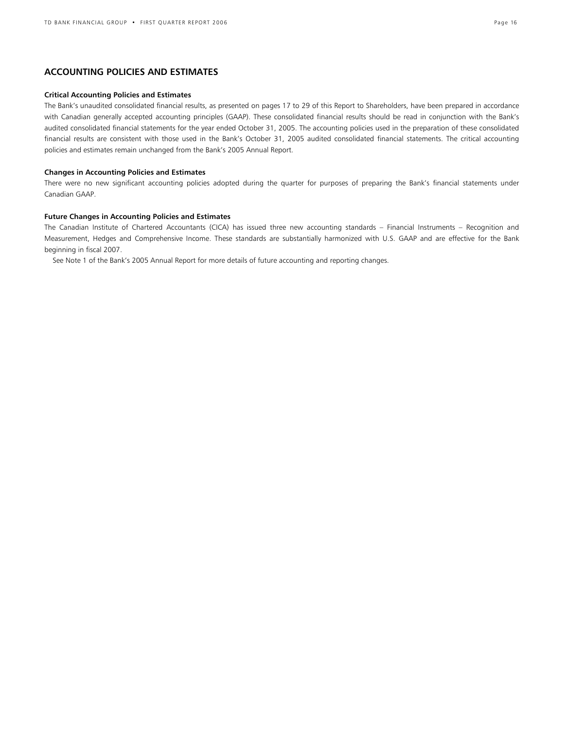## ACCOUNTING POLICIES AND ESTIMATES

### Critical Accounting Policies and Estimates

The Bank's unaudited consolidated financial results, as presented on pages 17 to 29 of this Report to Shareholders, have been prepared in accordance with Canadian generally accepted accounting principles (GAAP). These consolidated financial results should be read in conjunction with the Bank's audited consolidated financial statements for the year ended October 31, 2005. The accounting policies used in the preparation of these consolidated financial results are consistent with those used in the Bank's October 31, 2005 audited consolidated financial statements. The critical accounting policies and estimates remain unchanged from the Bank's 2005 Annual Report.

### Changes in Accounting Policies and Estimates

There were no new significant accounting policies adopted during the quarter for purposes of preparing the Bank's financial statements under Canadian GAAP.

### Future Changes in Accounting Policies and Estimates

The Canadian Institute of Chartered Accountants (CICA) has issued three new accounting standards – Financial Instruments – Recognition and Measurement, Hedges and Comprehensive Income. These standards are substantially harmonized with U.S. GAAP and are effective for the Bank beginning in fiscal 2007.

See Note 1 of the Bank's 2005 Annual Report for more details of future accounting and reporting changes.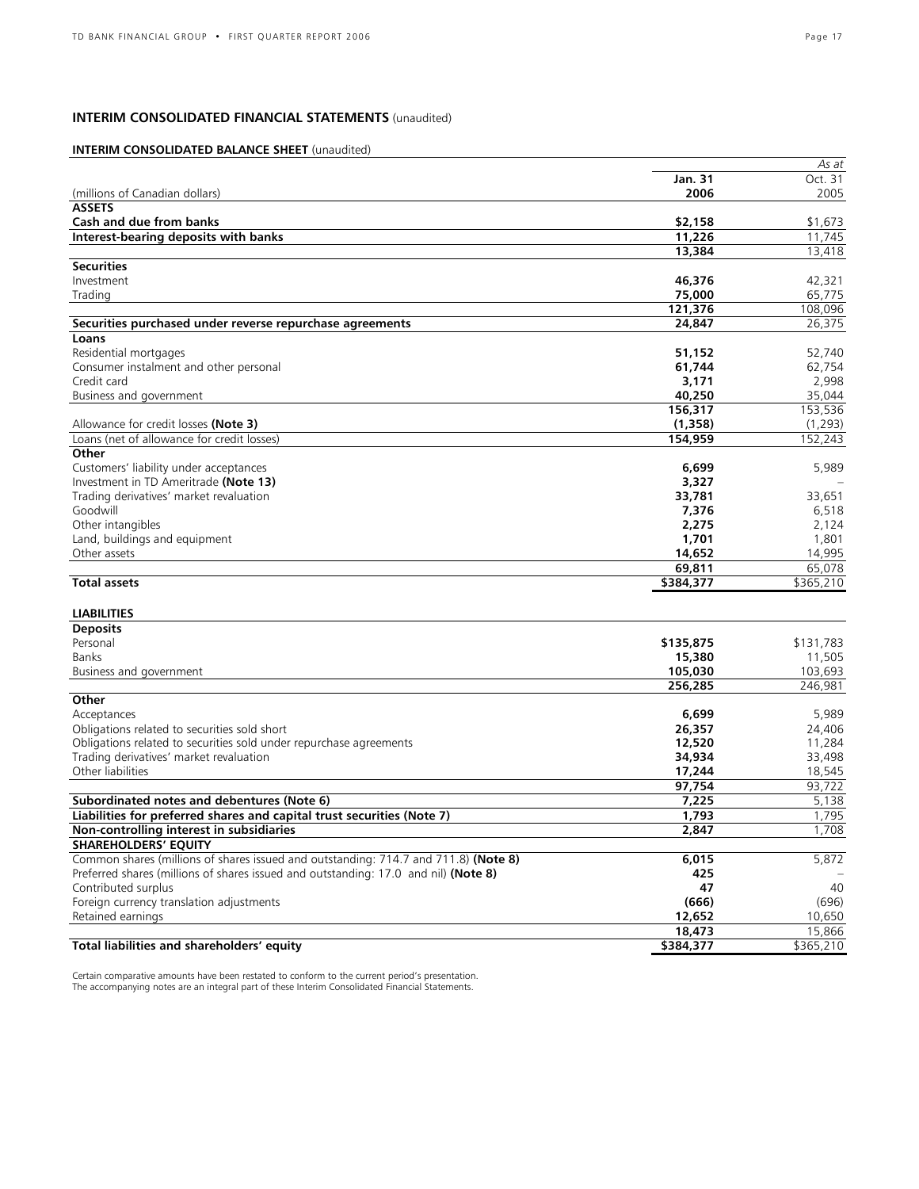## INTERIM CONSOLIDATED FINANCIAL STATEMENTS (unaudited)

### INTERIM CONSOLIDATED BALANCE SHEET (unaudited)

| | | *As at* |
|---|---|---|
| (millions of Canadian dollars) | **Jan. 31 2006** | Oct. 31 2005 |
| **ASSETS** | | |
| **Cash and due from banks** | **$2,158** | $1,673 |
| **Interest-bearing deposits with banks** | **11,226** | 11,745 |
| | **13,384** | 13,418 |
| **Securities** | | |
| Investment | **46,376** | 42,321 |
| Trading | **75,000** | 65,775 |
| | **121,376** | 108,096 |
| **Securities purchased under reverse repurchase agreements** | **24,847** | 26,375 |
| **Loans** | | |
| Residential mortgages | **51,152** | 52,740 |
| Consumer instalment and other personal | **61,744** | 62,754 |
| Credit card | **3,171** | 2,998 |
| Business and government | **40,250** | 35,044 |
| | **156,317** | 153,536 |
| Allowance for credit losses **(Note 3)** | **(1,358)** | (1,293) |
| Loans (net of allowance for credit losses) | **154,959** | 152,243 |
| **Other** | | |
| Customers' liability under acceptances | **6,699** | 5,989 |
| Investment in TD Ameritrade **(Note 13)** | **3,327** | – |
| Trading derivatives' market revaluation | **33,781** | 33,651 |
| Goodwill | **7,376** | 6,518 |
| Other intangibles | **2,275** | 2,124 |
| Land, buildings and equipment | **1,701** | 1,801 |
| Other assets | **14,652** | 14,995 |
| | **69,811** | 65,078 |
| **Total assets** | **$384,377** | $365,210 |
| **LIABILITIES** | | |
| **Deposits** | | |
| Personal | **$135,875** | $131,783 |
| Banks | **15,380** | 11,505 |
| Business and government | **105,030** | 103,693 |
| | **256,285** | 246,981 |
| **Other** | | |
| Acceptances | **6,699** | 5,989 |
| Obligations related to securities sold short | **26,357** | 24,406 |
| Obligations related to securities sold under repurchase agreements | **12,520** | 11,284 |
| Trading derivatives' market revaluation | **34,934** | 33,498 |
| Other liabilities | **17,244** | 18,545 |
| | **97,754** | 93,722 |
| **Subordinated notes and debentures (Note 6)** | **7,225** | 5,138 |
| **Liabilities for preferred shares and capital trust securities (Note 7)** | **1,793** | 1,795 |
| **Non-controlling interest in subsidiaries** | **2,847** | 1,708 |
| **SHAREHOLDERS' EQUITY** | | |
| Common shares (millions of shares issued and outstanding: 714.7 and 711.8) **(Note 8)** | **6,015** | 5,872 |
| Preferred shares (millions of shares issued and outstanding: 17.0 and nil) **(Note 8)** | **425** | – |
| Contributed surplus | **47** | 40 |
| Foreign currency translation adjustments | **(666)** | (696) |
| Retained earnings | **12,652** | 10,650 |
| | **18,473** | 15,866 |
| **Total liabilities and shareholders' equity** | **$384,377** | $365,210 |

Certain comparative amounts have been restated to conform to the current period's presentation.
The accompanying notes are an integral part of these Interim Consolidated Financial Statements.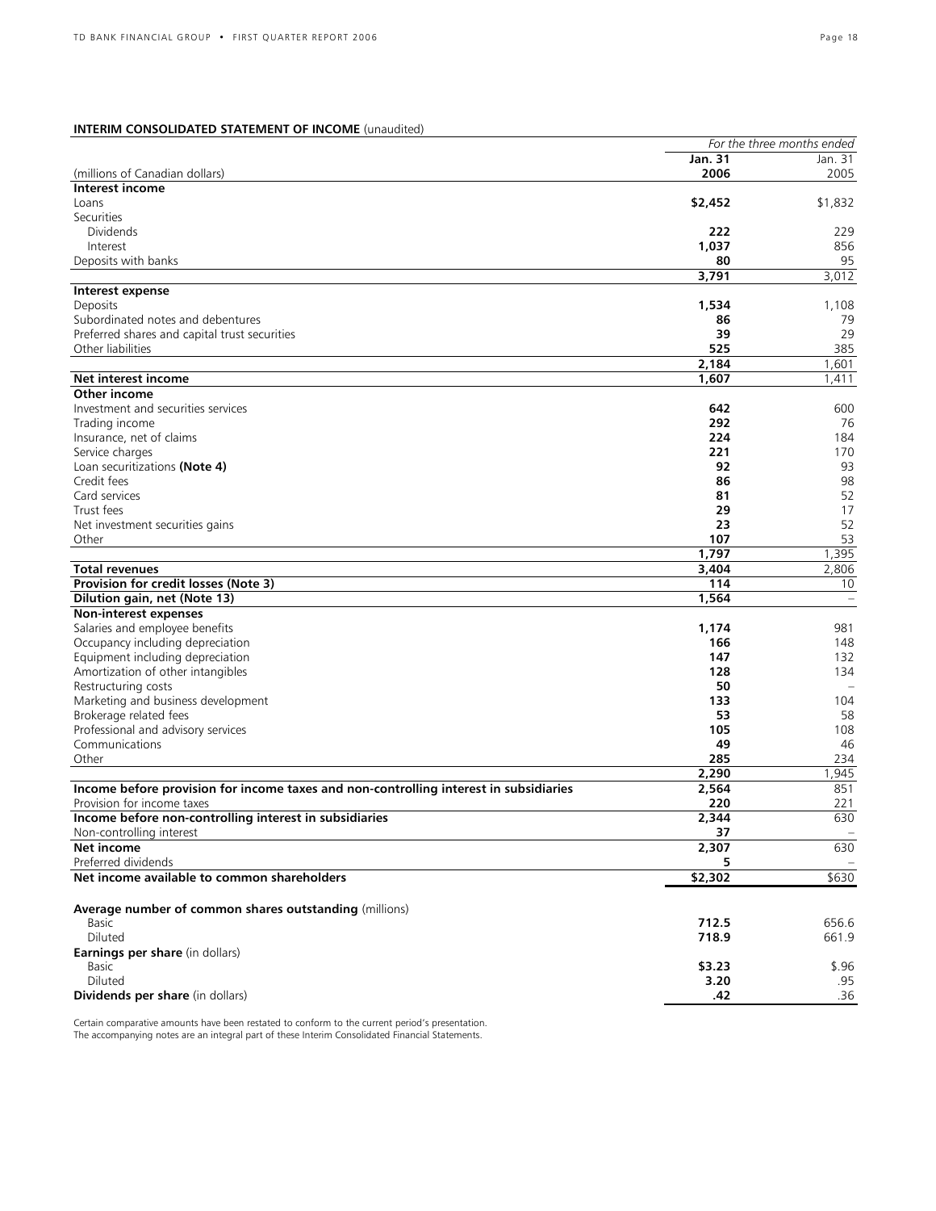**INTERIM CONSOLIDATED STATEMENT OF INCOME** (unaudited)

| (millions of Canadian dollars) | *For the three months ended* **Jan. 31 2006** | Jan. 31 2005 |
|---|---|---|
| **Interest income** | | |
| Loans | **$2,452** | $1,832 |
| Securities | | |
| Dividends | **222** | 229 |
| Interest | **1,037** | 856 |
| Deposits with banks | **80** | 95 |
| | **3,791** | 3,012 |
| **Interest expense** | | |
| Deposits | **1,534** | 1,108 |
| Subordinated notes and debentures | **86** | 79 |
| Preferred shares and capital trust securities | **39** | 29 |
| Other liabilities | **525** | 385 |
| | **2,184** | 1,601 |
| **Net interest income** | **1,607** | 1,411 |
| **Other income** | | |
| Investment and securities services | **642** | 600 |
| Trading income | **292** | 76 |
| Insurance, net of claims | **224** | 184 |
| Service charges | **221** | 170 |
| Loan securitizations **(Note 4)** | **92** | 93 |
| Credit fees | **86** | 98 |
| Card services | **81** | 52 |
| Trust fees | **29** | 17 |
| Net investment securities gains | **23** | 52 |
| Other | **107** | 53 |
| | **1,797** | 1,395 |
| **Total revenues** | **3,404** | 2,806 |
| **Provision for credit losses (Note 3)** | **114** | 10 |
| **Dilution gain, net (Note 13)** | **1,564** | – |
| **Non-interest expenses** | | |
| Salaries and employee benefits | **1,174** | 981 |
| Occupancy including depreciation | **166** | 148 |
| Equipment including depreciation | **147** | 132 |
| Amortization of other intangibles | **128** | 134 |
| Restructuring costs | **50** | – |
| Marketing and business development | **133** | 104 |
| Brokerage related fees | **53** | 58 |
| Professional and advisory services | **105** | 108 |
| Communications | **49** | 46 |
| Other | **285** | 234 |
| | **2,290** | 1,945 |
| **Income before provision for income taxes and non-controlling interest in subsidiaries** | **2,564** | 851 |
| Provision for income taxes | **220** | 221 |
| **Income before non-controlling interest in subsidiaries** | **2,344** | 630 |
| Non-controlling interest | **37** | – |
| **Net income** | **2,307** | 630 |
| Preferred dividends | **5** | – |
| **Net income available to common shareholders** | **$2,302** | $630 |
| | | |
| **Average number of common shares outstanding** (millions) | | |
| Basic | **712.5** | 656.6 |
| Diluted | **718.9** | 661.9 |
| **Earnings per share** (in dollars) | | |
| Basic | **$3.23** | $.96 |
| Diluted | **3.20** | .95 |
| **Dividends per share** (in dollars) | **.42** | .36 |

Certain comparative amounts have been restated to conform to the current period's presentation.
The accompanying notes are an integral part of these Interim Consolidated Financial Statements.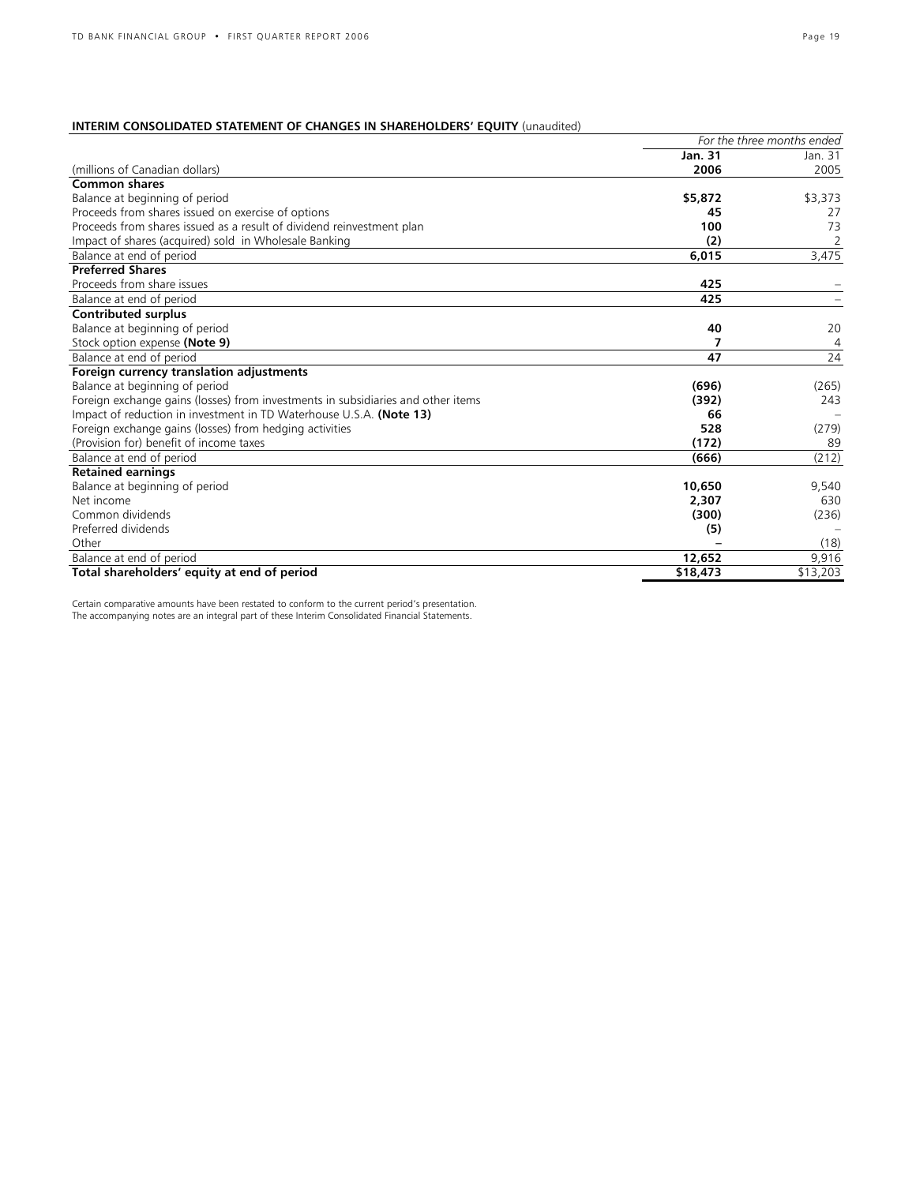**INTERIM CONSOLIDATED STATEMENT OF CHANGES IN SHAREHOLDERS' EQUITY** (unaudited)

| | *For the three months ended* | |
|---|---|---|
| | **Jan. 31** | Jan. 31 |
| (millions of Canadian dollars) | **2006** | 2005 |
| **Common shares** | | |
| Balance at beginning of period | **$5,872** | $3,373 |
| Proceeds from shares issued on exercise of options | **45** | 27 |
| Proceeds from shares issued as a result of dividend reinvestment plan | **100** | 73 |
| Impact of shares (acquired) sold in Wholesale Banking | **(2)** | 2 |
| Balance at end of period | **6,015** | 3,475 |
| **Preferred Shares** | | |
| Proceeds from share issues | **425** | – |
| Balance at end of period | **425** | – |
| **Contributed surplus** | | |
| Balance at beginning of period | **40** | 20 |
| Stock option expense **(Note 9)** | **7** | 4 |
| Balance at end of period | **47** | 24 |
| **Foreign currency translation adjustments** | | |
| Balance at beginning of period | **(696)** | (265) |
| Foreign exchange gains (losses) from investments in subsidiaries and other items | **(392)** | 243 |
| Impact of reduction in investment in TD Waterhouse U.S.A. **(Note 13)** | **66** | – |
| Foreign exchange gains (losses) from hedging activities | **528** | (279) |
| (Provision for) benefit of income taxes | **(172)** | 89 |
| Balance at end of period | **(666)** | (212) |
| **Retained earnings** | | |
| Balance at beginning of period | **10,650** | 9,540 |
| Net income | **2,307** | 630 |
| Common dividends | **(300)** | (236) |
| Preferred dividends | **(5)** | – |
| Other | **–** | (18) |
| Balance at end of period | **12,652** | 9,916 |
| **Total shareholders' equity at end of period** | **$18,473** | $13,203 |

Certain comparative amounts have been restated to conform to the current period's presentation.
The accompanying notes are an integral part of these Interim Consolidated Financial Statements.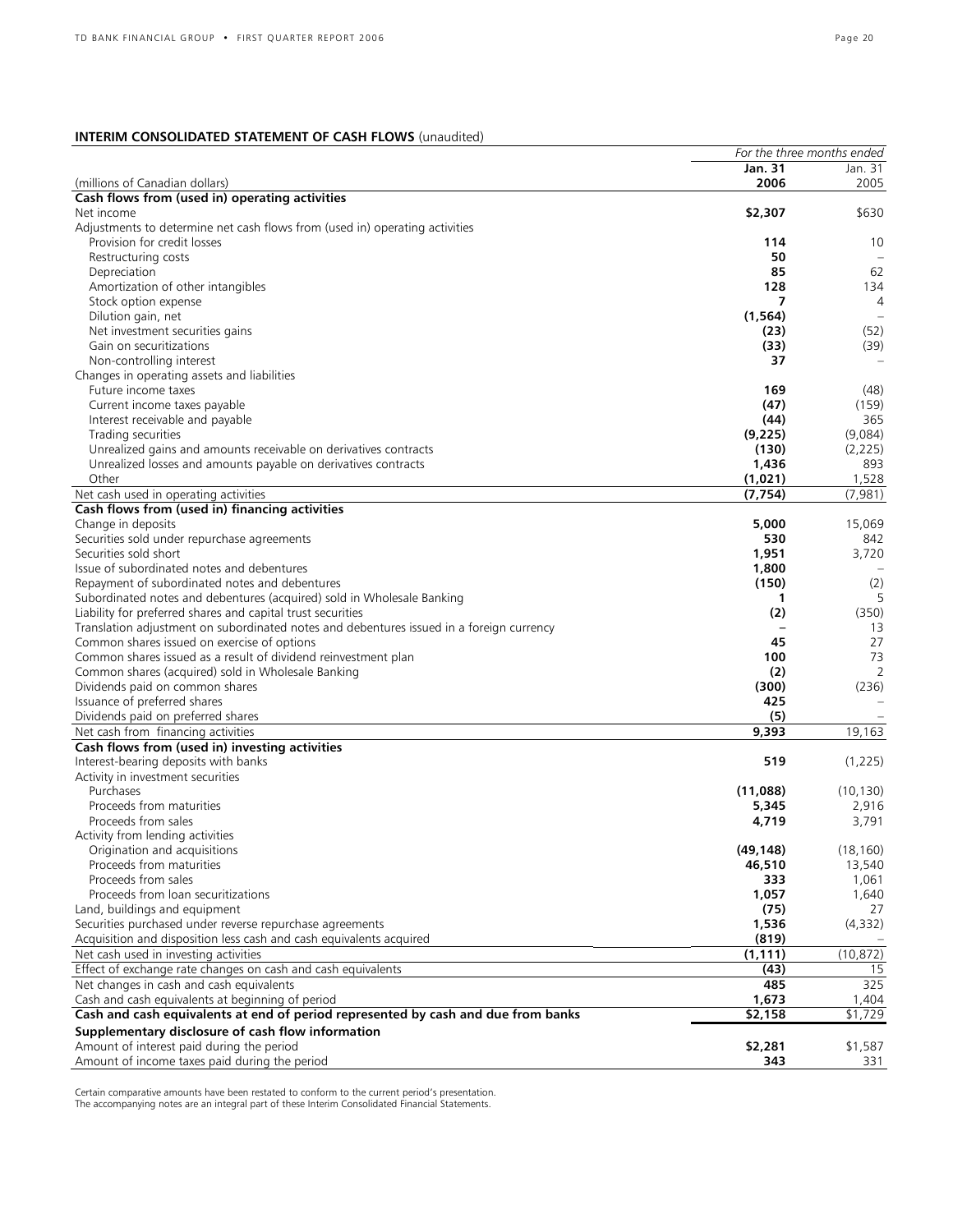## INTERIM CONSOLIDATED STATEMENT OF CASH FLOWS (unaudited)

| (millions of Canadian dollars) | *For the three months ended* **Jan. 31 2006** | Jan. 31 2005 |
|---|---|---|
| **Cash flows from (used in) operating activities** | | |
| Net income | **$2,307** | $630 |
| Adjustments to determine net cash flows from (used in) operating activities | | |
| Provision for credit losses | **114** | 10 |
| Restructuring costs | **50** | – |
| Depreciation | **85** | 62 |
| Amortization of other intangibles | **128** | 134 |
| Stock option expense | **7** | 4 |
| Dilution gain, net | **(1,564)** | – |
| Net investment securities gains | **(23)** | (52) |
| Gain on securitizations | **(33)** | (39) |
| Non-controlling interest | **37** | – |
| Changes in operating assets and liabilities | | |
| Future income taxes | **169** | (48) |
| Current income taxes payable | **(47)** | (159) |
| Interest receivable and payable | **(44)** | 365 |
| Trading securities | **(9,225)** | (9,084) |
| Unrealized gains and amounts receivable on derivatives contracts | **(130)** | (2,225) |
| Unrealized losses and amounts payable on derivatives contracts | **1,436** | 893 |
| Other | **(1,021)** | 1,528 |
| Net cash used in operating activities | **(7,754)** | (7,981) |
| **Cash flows from (used in) financing activities** | | |
| Change in deposits | **5,000** | 15,069 |
| Securities sold under repurchase agreements | **530** | 842 |
| Securities sold short | **1,951** | 3,720 |
| Issue of subordinated notes and debentures | **1,800** | – |
| Repayment of subordinated notes and debentures | **(150)** | (2) |
| Subordinated notes and debentures (acquired) sold in Wholesale Banking | **1** | 5 |
| Liability for preferred shares and capital trust securities | **(2)** | (350) |
| Translation adjustment on subordinated notes and debentures issued in a foreign currency | **–** | 13 |
| Common shares issued on exercise of options | **45** | 27 |
| Common shares issued as a result of dividend reinvestment plan | **100** | 73 |
| Common shares (acquired) sold in Wholesale Banking | **(2)** | 2 |
| Dividends paid on common shares | **(300)** | (236) |
| Issuance of preferred shares | **425** | – |
| Dividends paid on preferred shares | **(5)** | – |
| Net cash from financing activities | **9,393** | 19,163 |
| **Cash flows from (used in) investing activities** | | |
| Interest-bearing deposits with banks | **519** | (1,225) |
| Activity in investment securities | | |
| Purchases | **(11,088)** | (10,130) |
| Proceeds from maturities | **5,345** | 2,916 |
| Proceeds from sales | **4,719** | 3,791 |
| Activity from lending activities | | |
| Origination and acquisitions | **(49,148)** | (18,160) |
| Proceeds from maturities | **46,510** | 13,540 |
| Proceeds from sales | **333** | 1,061 |
| Proceeds from loan securitizations | **1,057** | 1,640 |
| Land, buildings and equipment | **(75)** | 27 |
| Securities purchased under reverse repurchase agreements | **1,536** | (4,332) |
| Acquisition and disposition less cash and cash equivalents acquired | **(819)** | – |
| Net cash used in investing activities | **(1,111)** | (10,872) |
| Effect of exchange rate changes on cash and cash equivalents | **(43)** | 15 |
| Net changes in cash and cash equivalents | **485** | 325 |
| Cash and cash equivalents at beginning of period | **1,673** | 1,404 |
| **Cash and cash equivalents at end of period represented by cash and due from banks** | **$2,158** | $1,729 |
| **Supplementary disclosure of cash flow information** | | |
| Amount of interest paid during the period | **$2,281** | $1,587 |
| Amount of income taxes paid during the period | **343** | 331 |

Certain comparative amounts have been restated to conform to the current period's presentation.
The accompanying notes are an integral part of these Interim Consolidated Financial Statements.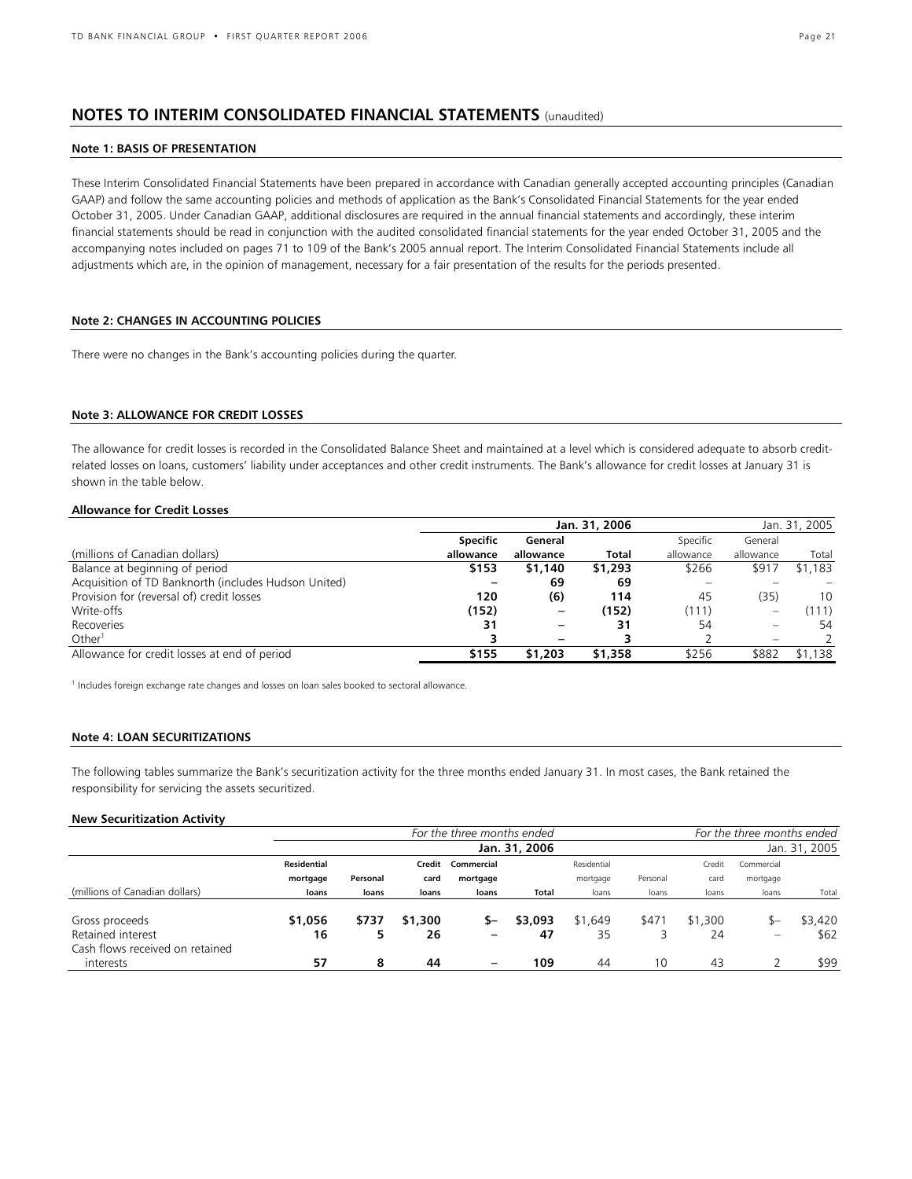## NOTES TO INTERIM CONSOLIDATED FINANCIAL STATEMENTS (unaudited)

### Note 1: BASIS OF PRESENTATION

These Interim Consolidated Financial Statements have been prepared in accordance with Canadian generally accepted accounting principles (Canadian GAAP) and follow the same accounting policies and methods of application as the Bank's Consolidated Financial Statements for the year ended October 31, 2005. Under Canadian GAAP, additional disclosures are required in the annual financial statements and accordingly, these interim financial statements should be read in conjunction with the audited consolidated financial statements for the year ended October 31, 2005 and the accompanying notes included on pages 71 to 109 of the Bank's 2005 annual report. The Interim Consolidated Financial Statements include all adjustments which are, in the opinion of management, necessary for a fair presentation of the results for the periods presented.

### Note 2: CHANGES IN ACCOUNTING POLICIES

There were no changes in the Bank's accounting policies during the quarter.

### Note 3: ALLOWANCE FOR CREDIT LOSSES

The allowance for credit losses is recorded in the Consolidated Balance Sheet and maintained at a level which is considered adequate to absorb credit-related losses on loans, customers' liability under acceptances and other credit instruments. The Bank's allowance for credit losses at January 31 is shown in the table below.

**Allowance for Credit Losses**

| | **Jan. 31, 2006** | | | Jan. 31, 2005 | | |
|---|---|---|---|---|---|---|
| (millions of Canadian dollars) | **Specific allowance** | **General allowance** | **Total** | Specific allowance | General allowance | Total |
| Balance at beginning of period | **$153** | **$1,140** | **$1,293** | $266 | $917 | $1,183 |
| Acquisition of TD Banknorth (includes Hudson United) | **–** | **69** | **69** | – | – | – |
| Provision for (reversal of) credit losses | **120** | **(6)** | **114** | 45 | (35) | 10 |
| Write-offs | **(152)** | **–** | **(152)** | (111) | – | (111) |
| Recoveries | **31** | **–** | **31** | 54 | – | 54 |
| Other[1] | **3** | **–** | **3** | 2 | – | 2 |
| Allowance for credit losses at end of period | **$155** | **$1,203** | **$1,358** | $256 | $882 | $1,138 |

[1] Includes foreign exchange rate changes and losses on loan sales booked to sectoral allowance.

### Note 4: LOAN SECURITIZATIONS

The following tables summarize the Bank's securitization activity for the three months ended January 31. In most cases, the Bank retained the responsibility for servicing the assets securitized.

**New Securitization Activity**

| | *For the three months ended* | | | | | *For the three months ended* | | | | |
|---|---|---|---|---|---|---|---|---|---|---|
| | **Jan. 31, 2006** | | | | | Jan. 31, 2005 | | | | |
| (millions of Canadian dollars) | **Residential mortgage loans** | **Personal loans** | **Credit card loans** | **Commercial mortgage loans** | **Total** | Residential mortgage loans | Personal loans | Credit card loans | Commercial mortgage loans | Total |
| Gross proceeds | **$1,056** | **$737** | **$1,300** | **$–** | **$3,093** | $1,649 | $471 | $1,300 | $– | $3,420 |
| Retained interest | **16** | **5** | **26** | **–** | **47** | 35 | 3 | 24 | – | $62 |
| Cash flows received on retained interests | **57** | **8** | **44** | **–** | **109** | 44 | 10 | 43 | 2 | $99 |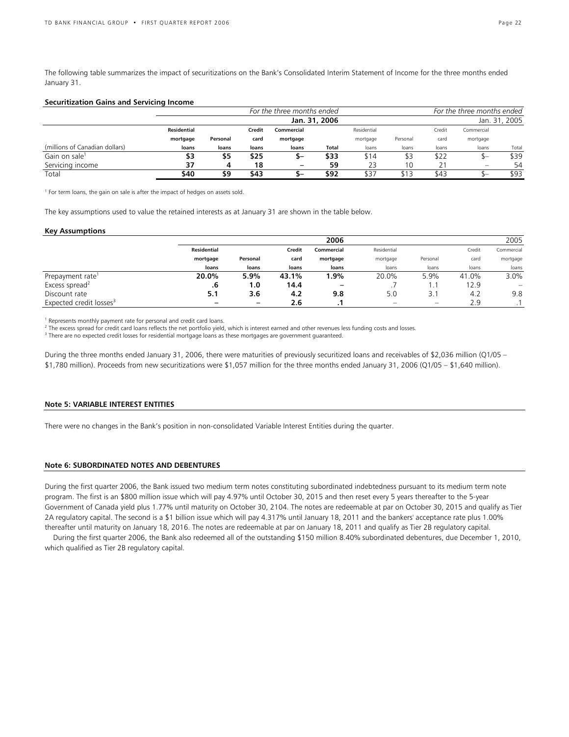The following table summarizes the impact of securitizations on the Bank's Consolidated Interim Statement of Income for the three months ended January 31.

**Securitization Gains and Servicing Income**

| (millions of Canadian dollars) | For the three months ended Jan. 31, 2006 | | | | | For the three months ended Jan. 31, 2005 | | | | |
|---|---|---|---|---|---|---|---|---|---|---|
| | **Residential mortgage loans** | **Personal loans** | **Credit card loans** | **Commercial mortgage loans** | **Total** | Residential mortgage loans | Personal loans | Credit card loans | Commercial mortgage loans | Total |
| Gain on sale[1] | **$3** | **$5** | **$25** | **$–** | **$33** | $14 | $3 | $22 | $– | $39 |
| Servicing income | **37** | **4** | **18** | **–** | **59** | 23 | 10 | 21 | – | 54 |
| Total | **$40** | **$9** | **$43** | **$–** | **$92** | $37 | $13 | $43 | $– | $93 |

[1] For term loans, the gain on sale is after the impact of hedges on assets sold.

The key assumptions used to value the retained interests as at January 31 are shown in the table below.

**Key Assumptions**

| | 2006 | | | | 2005 | | | |
|---|---|---|---|---|---|---|---|---|
| | **Residential mortgage loans** | **Personal loans** | **Credit card loans** | **Commercial mortgage loans** | Residential mortgage loans | Personal loans | Credit card loans | Commercial mortgage loans |
| Prepayment rate[1] | **20.0%** | **5.9%** | **43.1%** | **1.9%** | 20.0% | 5.9% | 41.0% | 3.0% |
| Excess spread[2] | **.6** | **1.0** | **14.4** | **–** | .7 | 1.1 | 12.9 | – |
| Discount rate | **5.1** | **3.6** | **4.2** | **9.8** | 5.0 | 3.1 | 4.2 | 9.8 |
| Expected credit losses[3] | **–** | **–** | **2.6** | **.1** | – | – | 2.9 | .1 |

[1] Represents monthly payment rate for personal and credit card loans.
[2] The excess spread for credit card loans reflects the net portfolio yield, which is interest earned and other revenues less funding costs and losses.
[3] There are no expected credit losses for residential mortgage loans as these mortgages are government guaranteed.

During the three months ended January 31, 2006, there were maturities of previously securitized loans and receivables of $2,036 million (Q1/05 – $1,780 million). Proceeds from new securitizations were $1,057 million for the three months ended January 31, 2006 (Q1/05 – $1,640 million).

## Note 5: VARIABLE INTEREST ENTITIES

There were no changes in the Bank's position in non-consolidated Variable Interest Entities during the quarter.

## Note 6: SUBORDINATED NOTES AND DEBENTURES

During the first quarter 2006, the Bank issued two medium term notes constituting subordinated indebtedness pursuant to its medium term note program. The first is an $800 million issue which will pay 4.97% until October 30, 2015 and then reset every 5 years thereafter to the 5-year Government of Canada yield plus 1.77% until maturity on October 30, 2104. The notes are redeemable at par on October 30, 2015 and qualify as Tier 2A regulatory capital. The second is a $1 billion issue which will pay 4.317% until January 18, 2011 and the bankers' acceptance rate plus 1.00% thereafter until maturity on January 18, 2016. The notes are redeemable at par on January 18, 2011 and qualify as Tier 2B regulatory capital.

During the first quarter 2006, the Bank also redeemed all of the outstanding $150 million 8.40% subordinated debentures, due December 1, 2010, which qualified as Tier 2B regulatory capital.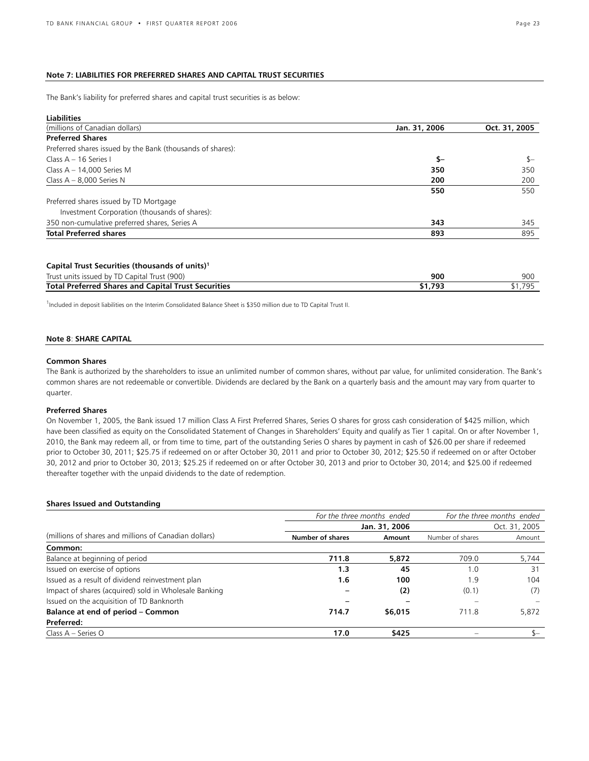### Note 7: LIABILITIES FOR PREFERRED SHARES AND CAPITAL TRUST SECURITIES

The Bank's liability for preferred shares and capital trust securities is as below:

| **Liabilities** | | |
|---|---|---|
| (millions of Canadian dollars) | **Jan. 31, 2006** | **Oct. 31, 2005** |
| **Preferred Shares** | | |
| Preferred shares issued by the Bank (thousands of shares): | | |
| Class A – 16 Series I | **$–** | $– |
| Class A – 14,000 Series M | **350** | 350 |
| Class A – 8,000 Series N | **200** | 200 |
| | **550** | 550 |
| Preferred shares issued by TD Mortgage Investment Corporation (thousands of shares): | | |
| 350 non-cumulative preferred shares, Series A | **343** | 345 |
| **Total Preferred shares** | **893** | 895 |
| | | |
| **Capital Trust Securities (thousands of units)[1]** | | |
| Trust units issued by TD Capital Trust (900) | **900** | 900 |
| **Total Preferred Shares and Capital Trust Securities** | **$1,793** | $1,795 |

[1]Included in deposit liabilities on the Interim Consolidated Balance Sheet is $350 million due to TD Capital Trust II.

### Note 8: SHARE CAPITAL

#### Common Shares

The Bank is authorized by the shareholders to issue an unlimited number of common shares, without par value, for unlimited consideration. The Bank's common shares are not redeemable or convertible. Dividends are declared by the Bank on a quarterly basis and the amount may vary from quarter to quarter.

#### Preferred Shares

On November 1, 2005, the Bank issued 17 million Class A First Preferred Shares, Series O shares for gross cash consideration of $425 million, which have been classified as equity on the Consolidated Statement of Changes in Shareholders' Equity and qualify as Tier 1 capital. On or after November 1, 2010, the Bank may redeem all, or from time to time, part of the outstanding Series O shares by payment in cash of $26.00 per share if redeemed prior to October 30, 2011; $25.75 if redeemed on or after October 30, 2011 and prior to October 30, 2012; $25.50 if redeemed on or after October 30, 2012 and prior to October 30, 2013; $25.25 if redeemed on or after October 30, 2013 and prior to October 30, 2014; and $25.00 if redeemed thereafter together with the unpaid dividends to the date of redemption.

#### Shares Issued and Outstanding

| | *For the three months ended* | | *For the three months ended* | |
|---|---|---|---|---|
| | **Jan. 31, 2006** | | Oct. 31, 2005 | |
| (millions of shares and millions of Canadian dollars) | **Number of shares** | **Amount** | Number of shares | Amount |
| **Common:** | | | | |
| Balance at beginning of period | **711.8** | **5,872** | 709.0 | 5,744 |
| Issued on exercise of options | **1.3** | **45** | 1.0 | 31 |
| Issued as a result of dividend reinvestment plan | **1.6** | **100** | 1.9 | 104 |
| Impact of shares (acquired) sold in Wholesale Banking | **–** | **(2)** | (0.1) | (7) |
| Issued on the acquisition of TD Banknorth | **–** | **–** | – | – |
| **Balance at end of period – Common** | **714.7** | **$6,015** | 711.8 | 5,872 |
| **Preferred:** | | | | |
| Class A – Series O | **17.0** | **$425** | – | $– |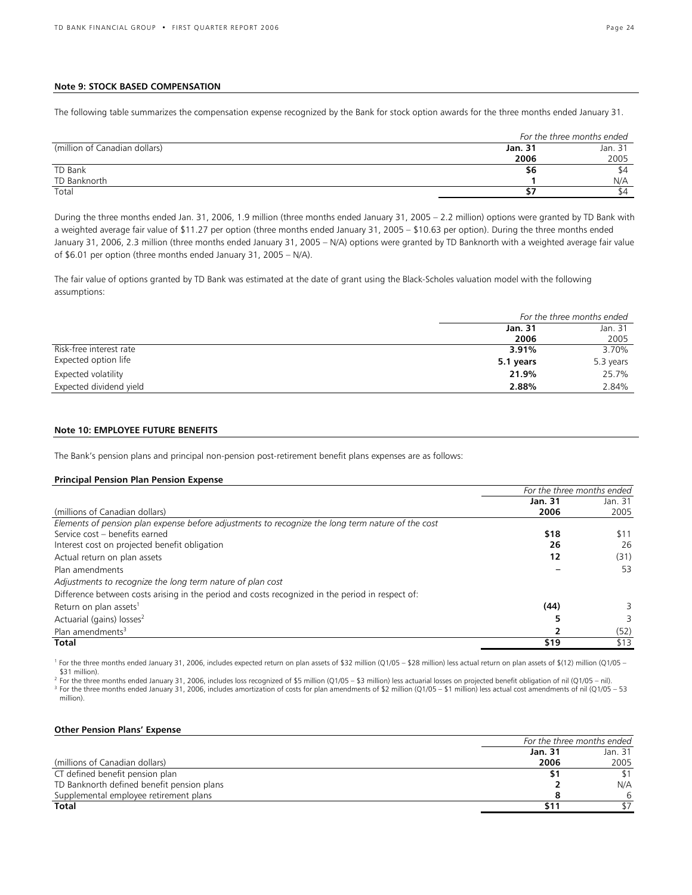### Note 9: STOCK BASED COMPENSATION

The following table summarizes the compensation expense recognized by the Bank for stock option awards for the three months ended January 31.

| | *For the three months ended* | |
|---|---|---|
| (million of Canadian dollars) | **Jan. 31 2006** | Jan. 31 2005 |
| TD Bank | **$6** | $4 |
| TD Banknorth | **1** | N/A |
| Total | **$7** | $4 |

During the three months ended Jan. 31, 2006, 1.9 million (three months ended January 31, 2005 – 2.2 million) options were granted by TD Bank with a weighted average fair value of $11.27 per option (three months ended January 31, 2005 – $10.63 per option). During the three months ended January 31, 2006, 2.3 million (three months ended January 31, 2005 – N/A) options were granted by TD Banknorth with a weighted average fair value of $6.01 per option (three months ended January 31, 2005 – N/A).

The fair value of options granted by TD Bank was estimated at the date of grant using the Black-Scholes valuation model with the following assumptions:

| | *For the three months ended* | |
|---|---|---|
| | **Jan. 31 2006** | Jan. 31 2005 |
| Risk-free interest rate | **3.91%** | 3.70% |
| Expected option life | **5.1 years** | 5.3 years |
| Expected volatility | **21.9%** | 25.7% |
| Expected dividend yield | **2.88%** | 2.84% |

### Note 10: EMPLOYEE FUTURE BENEFITS

The Bank's pension plans and principal non-pension post-retirement benefit plans expenses are as follows:

**Principal Pension Plan Pension Expense**

| | *For the three months ended* | |
|---|---|---|
| (millions of Canadian dollars) | **Jan. 31 2006** | Jan. 31 2005 |
| *Elements of pension plan expense before adjustments to recognize the long term nature of the cost* | | |
| Service cost – benefits earned | **$18** | $11 |
| Interest cost on projected benefit obligation | **26** | 26 |
| Actual return on plan assets | **12** | (31) |
| Plan amendments | **–** | 53 |
| *Adjustments to recognize the long term nature of plan cost* | | |
| Difference between costs arising in the period and costs recognized in the period in respect of: | | |
| Return on plan assets[1] | **(44)** | 3 |
| Actuarial (gains) losses[2] | **5** | 3 |
| Plan amendments[3] | **2** | (52) |
| **Total** | **$19** | $13 |

[1] For the three months ended January 31, 2006, includes expected return on plan assets of $32 million (Q1/05 – $28 million) less actual return on plan assets of $(12) million (Q1/05 – $31 million).

[2] For the three months ended January 31, 2006, includes loss recognized of $5 million (Q1/05 – $3 million) less actuarial losses on projected benefit obligation of nil (Q1/05 – nil).

[3] For the three months ended January 31, 2006, includes amortization of costs for plan amendments of $2 million (Q1/05 – $1 million) less actual cost amendments of nil (Q1/05 – 53 million).

**Other Pension Plans' Expense**

| | *For the three months ended* | |
|---|---|---|
| (millions of Canadian dollars) | **Jan. 31 2006** | Jan. 31 2005 |
| CT defined benefit pension plan | **$1** | $1 |
| TD Banknorth defined benefit pension plans | **2** | N/A |
| Supplemental employee retirement plans | **8** | 6 |
| **Total** | **$11** | $7 |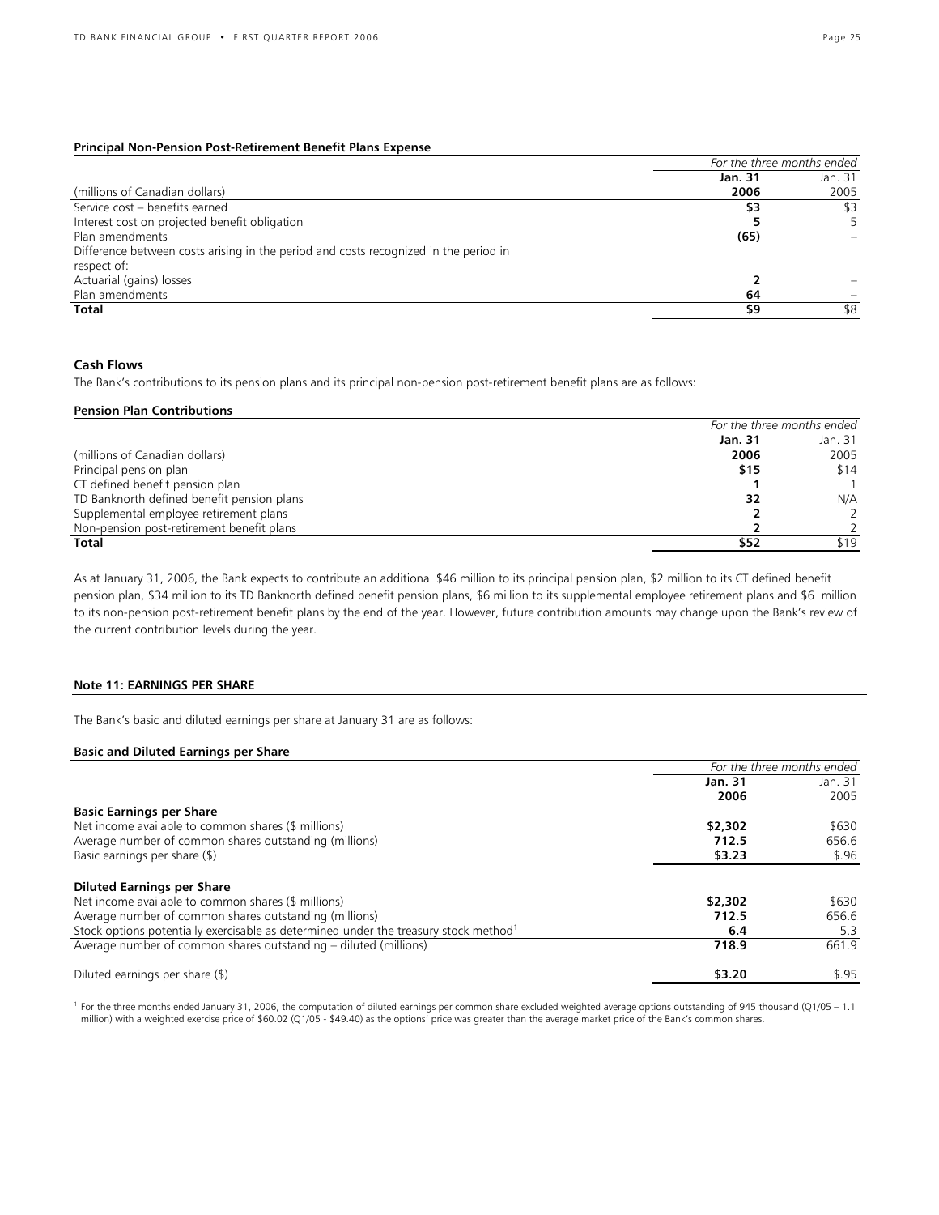**Principal Non-Pension Post-Retirement Benefit Plans Expense**

| (millions of Canadian dollars) | *For the three months ended* **Jan. 31 2006** | Jan. 31 2005 |
|---|---|---|
| Service cost – benefits earned | **$3** | $3 |
| Interest cost on projected benefit obligation | **5** | 5 |
| Plan amendments | **(65)** | – |
| Difference between costs arising in the period and costs recognized in the period in respect of: | | |
| Actuarial (gains) losses | **2** | – |
| Plan amendments | **64** | – |
| **Total** | **$9** | $8 |

### Cash Flows

The Bank's contributions to its pension plans and its principal non-pension post-retirement benefit plans are as follows:

**Pension Plan Contributions**

| (millions of Canadian dollars) | *For the three months ended* **Jan. 31 2006** | Jan. 31 2005 |
|---|---|---|
| Principal pension plan | **$15** | $14 |
| CT defined benefit pension plan | **1** | 1 |
| TD Banknorth defined benefit pension plans | **32** | N/A |
| Supplemental employee retirement plans | **2** | 2 |
| Non-pension post-retirement benefit plans | **2** | 2 |
| **Total** | **$52** | $19 |

As at January 31, 2006, the Bank expects to contribute an additional $46 million to its principal pension plan, $2 million to its CT defined benefit pension plan, $34 million to its TD Banknorth defined benefit pension plans, $6 million to its supplemental employee retirement plans and $6 million to its non-pension post-retirement benefit plans by the end of the year. However, future contribution amounts may change upon the Bank's review of the current contribution levels during the year.

### Note 11: EARNINGS PER SHARE

The Bank's basic and diluted earnings per share at January 31 are as follows:

**Basic and Diluted Earnings per Share**

| | *For the three months ended* **Jan. 31 2006** | Jan. 31 2005 |
|---|---|---|
| **Basic Earnings per Share** | | |
| Net income available to common shares ($ millions) | **$2,302** | $630 |
| Average number of common shares outstanding (millions) | **712.5** | 656.6 |
| Basic earnings per share ($) | **$3.23** | $.96 |
| **Diluted Earnings per Share** | | |
| Net income available to common shares ($ millions) | **$2,302** | $630 |
| Average number of common shares outstanding (millions) | **712.5** | 656.6 |
| Stock options potentially exercisable as determined under the treasury stock method[1] | **6.4** | 5.3 |
| Average number of common shares outstanding – diluted (millions) | **718.9** | 661.9 |
| Diluted earnings per share ($) | **$3.20** | $.95 |

[1] For the three months ended January 31, 2006, the computation of diluted earnings per common share excluded weighted average options outstanding of 945 thousand (Q1/05 – 1.1 million) with a weighted exercise price of $60.02 (Q1/05 - $49.40) as the options' price was greater than the average market price of the Bank's common shares.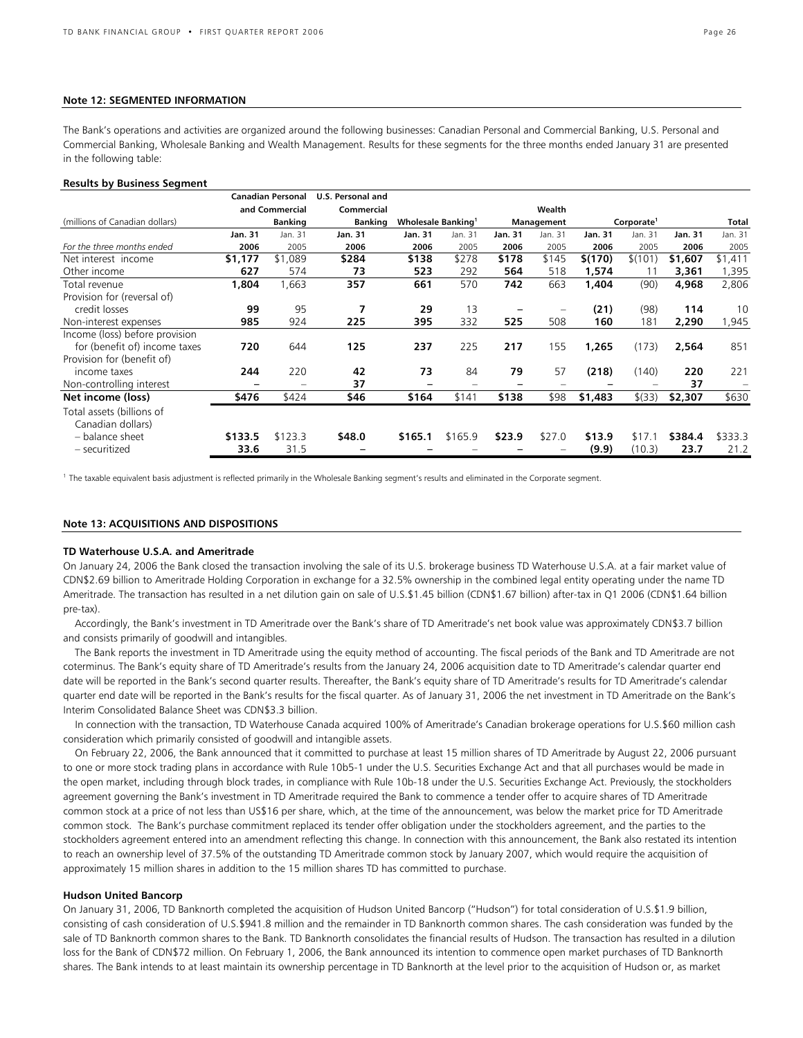## Note 12: SEGMENTED INFORMATION

The Bank's operations and activities are organized around the following businesses: Canadian Personal and Commercial Banking, U.S. Personal and Commercial Banking, Wholesale Banking and Wealth Management. Results for these segments for the three months ended January 31 are presented in the following table:

**Results by Business Segment**

| (millions of Canadian dollars) | Canadian Personal and Commercial Banking | | U.S. Personal and Commercial Banking | Wholesale Banking[1] | | Wealth Management | | Corporate[1] | | Total | |
|---|---|---|---|---|---|---|---|---|---|---|---|
| *For the three months ended* | **Jan. 31 2006** | Jan. 31 2005 | **Jan. 31 2006** | **Jan. 31 2006** | Jan. 31 2005 | **Jan. 31 2006** | Jan. 31 2005 | **Jan. 31 2006** | Jan. 31 2005 | **Jan. 31 2006** | Jan. 31 2005 |
| Net interest income | **$1,177** | $1,089 | **$284** | **$138** | $278 | **$178** | $145 | **$(170)** | $(101) | **$1,607** | $1,411 |
| Other income | **627** | 574 | **73** | **523** | 292 | **564** | 518 | **1,574** | 11 | **3,361** | 1,395 |
| Total revenue | **1,804** | 1,663 | **357** | **661** | 570 | **742** | 663 | **1,404** | (90) | **4,968** | 2,806 |
| Provision for (reversal of) credit losses | **99** | 95 | **7** | **29** | 13 | **–** | – | **(21)** | (98) | **114** | 10 |
| Non-interest expenses | **985** | 924 | **225** | **395** | 332 | **525** | 508 | **160** | 181 | **2,290** | 1,945 |
| Income (loss) before provision for (benefit of) income taxes | **720** | 644 | **125** | **237** | 225 | **217** | 155 | **1,265** | (173) | **2,564** | 851 |
| Provision for (benefit of) income taxes | **244** | 220 | **42** | **73** | 84 | **79** | 57 | **(218)** | (140) | **220** | 221 |
| Non-controlling interest | **–** | – | **37** | **–** | – | **–** | – | **–** | – | **37** | – |
| **Net income (loss)** | **$476** | $424 | **$46** | **$164** | $141 | **$138** | $98 | **$1,483** | $(33) | **$2,307** | $630 |
| Total assets (billions of Canadian dollars) | | | | | | | | | | | |
| – balance sheet | **$133.5** | $123.3 | **$48.0** | **$165.1** | $165.9 | **$23.9** | $27.0 | **$13.9** | $17.1 | **$384.4** | $333.3 |
| – securitized | **33.6** | 31.5 | **–** | **–** | – | **–** | – | **(9.9)** | (10.3) | **23.7** | 21.2 |

[1] The taxable equivalent basis adjustment is reflected primarily in the Wholesale Banking segment's results and eliminated in the Corporate segment.

## Note 13: ACQUISITIONS AND DISPOSITIONS

### TD Waterhouse U.S.A. and Ameritrade

On January 24, 2006 the Bank closed the transaction involving the sale of its U.S. brokerage business TD Waterhouse U.S.A. at a fair market value of CDN$2.69 billion to Ameritrade Holding Corporation in exchange for a 32.5% ownership in the combined legal entity operating under the name TD Ameritrade. The transaction has resulted in a net dilution gain on sale of U.S.$1.45 billion (CDN$1.67 billion) after-tax in Q1 2006 (CDN$1.64 billion pre-tax).

Accordingly, the Bank's investment in TD Ameritrade over the Bank's share of TD Ameritrade's net book value was approximately CDN$3.7 billion and consists primarily of goodwill and intangibles.

The Bank reports the investment in TD Ameritrade using the equity method of accounting. The fiscal periods of the Bank and TD Ameritrade are not coterminus. The Bank's equity share of TD Ameritrade's results from the January 24, 2006 acquisition date to TD Ameritrade's calendar quarter end date will be reported in the Bank's second quarter results. Thereafter, the Bank's equity share of TD Ameritrade's results for TD Ameritrade's calendar quarter end date will be reported in the Bank's results for the fiscal quarter. As of January 31, 2006 the net investment in TD Ameritrade on the Bank's Interim Consolidated Balance Sheet was CDN$3.3 billion.

In connection with the transaction, TD Waterhouse Canada acquired 100% of Ameritrade's Canadian brokerage operations for U.S.$60 million cash consideration which primarily consisted of goodwill and intangible assets.

On February 22, 2006, the Bank announced that it committed to purchase at least 15 million shares of TD Ameritrade by August 22, 2006 pursuant to one or more stock trading plans in accordance with Rule 10b5-1 under the U.S. Securities Exchange Act and that all purchases would be made in the open market, including through block trades, in compliance with Rule 10b-18 under the U.S. Securities Exchange Act. Previously, the stockholders agreement governing the Bank's investment in TD Ameritrade required the Bank to commence a tender offer to acquire shares of TD Ameritrade common stock at a price of not less than US$16 per share, which, at the time of the announcement, was below the market price for TD Ameritrade common stock. The Bank's purchase commitment replaced its tender offer obligation under the stockholders agreement, and the parties to the stockholders agreement entered into an amendment reflecting this change. In connection with this announcement, the Bank also restated its intention to reach an ownership level of 37.5% of the outstanding TD Ameritrade common stock by January 2007, which would require the acquisition of approximately 15 million shares in addition to the 15 million shares TD has committed to purchase.

### Hudson United Bancorp

On January 31, 2006, TD Banknorth completed the acquisition of Hudson United Bancorp ("Hudson") for total consideration of U.S.$1.9 billion, consisting of cash consideration of U.S.$941.8 million and the remainder in TD Banknorth common shares. The cash consideration was funded by the sale of TD Banknorth common shares to the Bank. TD Banknorth consolidates the financial results of Hudson. The transaction has resulted in a dilution loss for the Bank of CDN$72 million. On February 1, 2006, the Bank announced its intention to commence open market purchases of TD Banknorth shares. The Bank intends to at least maintain its ownership percentage in TD Banknorth at the level prior to the acquisition of Hudson or, as market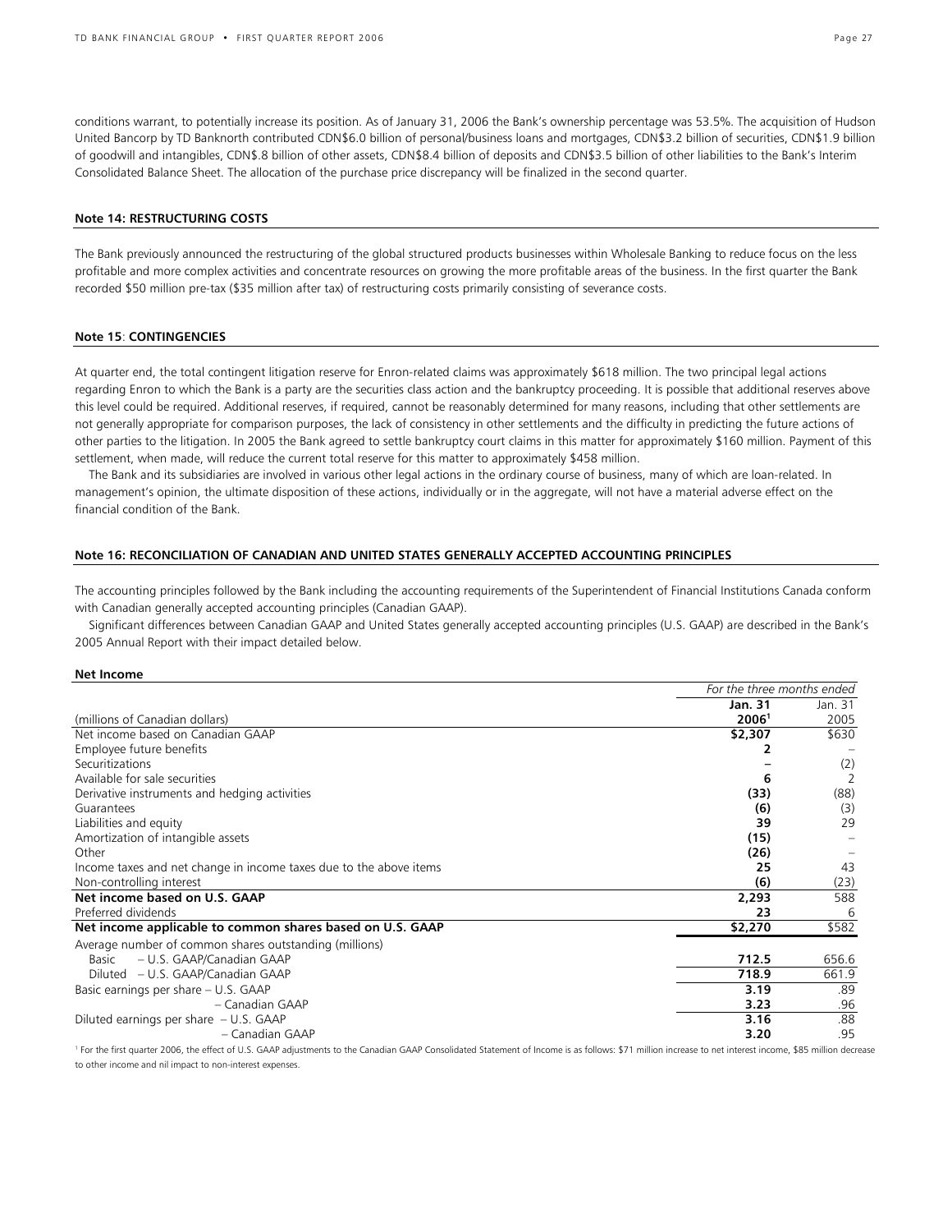conditions warrant, to potentially increase its position. As of January 31, 2006 the Bank's ownership percentage was 53.5%. The acquisition of Hudson United Bancorp by TD Banknorth contributed CDN$6.0 billion of personal/business loans and mortgages, CDN$3.2 billion of securities, CDN$1.9 billion of goodwill and intangibles, CDN$.8 billion of other assets, CDN$8.4 billion of deposits and CDN$3.5 billion of other liabilities to the Bank's Interim Consolidated Balance Sheet. The allocation of the purchase price discrepancy will be finalized in the second quarter.

## Note 14: RESTRUCTURING COSTS

The Bank previously announced the restructuring of the global structured products businesses within Wholesale Banking to reduce focus on the less profitable and more complex activities and concentrate resources on growing the more profitable areas of the business. In the first quarter the Bank recorded $50 million pre-tax ($35 million after tax) of restructuring costs primarily consisting of severance costs.

## Note 15: CONTINGENCIES

At quarter end, the total contingent litigation reserve for Enron-related claims was approximately $618 million. The two principal legal actions regarding Enron to which the Bank is a party are the securities class action and the bankruptcy proceeding. It is possible that additional reserves above this level could be required. Additional reserves, if required, cannot be reasonably determined for many reasons, including that other settlements are not generally appropriate for comparison purposes, the lack of consistency in other settlements and the difficulty in predicting the future actions of other parties to the litigation. In 2005 the Bank agreed to settle bankruptcy court claims in this matter for approximately $160 million. Payment of this settlement, when made, will reduce the current total reserve for this matter to approximately $458 million.

The Bank and its subsidiaries are involved in various other legal actions in the ordinary course of business, many of which are loan-related. In management's opinion, the ultimate disposition of these actions, individually or in the aggregate, will not have a material adverse effect on the financial condition of the Bank.

## Note 16: RECONCILIATION OF CANADIAN AND UNITED STATES GENERALLY ACCEPTED ACCOUNTING PRINCIPLES

The accounting principles followed by the Bank including the accounting requirements of the Superintendent of Financial Institutions Canada conform with Canadian generally accepted accounting principles (Canadian GAAP).

Significant differences between Canadian GAAP and United States generally accepted accounting principles (U.S. GAAP) are described in the Bank's 2005 Annual Report with their impact detailed below.

### Net Income

| | *For the three months ended* | |
|---|---|---|
| (millions of Canadian dollars) | **Jan. 31 2006**[1] | Jan. 31 2005 |
| Net income based on Canadian GAAP | **$2,307** | $630 |
| Employee future benefits | **2** | – |
| Securitizations | **–** | (2) |
| Available for sale securities | **6** | 2 |
| Derivative instruments and hedging activities | **(33)** | (88) |
| Guarantees | **(6)** | (3) |
| Liabilities and equity | **39** | 29 |
| Amortization of intangible assets | **(15)** | – |
| Other | **(26)** | – |
| Income taxes and net change in income taxes due to the above items | **25** | 43 |
| Non-controlling interest | **(6)** | (23) |
| **Net income based on U.S. GAAP** | **2,293** | 588 |
| Preferred dividends | **23** | 6 |
| **Net income applicable to common shares based on U.S. GAAP** | **$2,270** | $582 |
| Average number of common shares outstanding (millions) | | |
| Basic – U.S. GAAP/Canadian GAAP | **712.5** | 656.6 |
| Diluted – U.S. GAAP/Canadian GAAP | **718.9** | 661.9 |
| Basic earnings per share – U.S. GAAP | **3.19** | .89 |
| – Canadian GAAP | **3.23** | .96 |
| Diluted earnings per share – U.S. GAAP | **3.16** | .88 |
| – Canadian GAAP | **3.20** | .95 |

[1] For the first quarter 2006, the effect of U.S. GAAP adjustments to the Canadian GAAP Consolidated Statement of Income is as follows: $71 million increase to net interest income, $85 million decrease to other income and nil impact to non-interest expenses.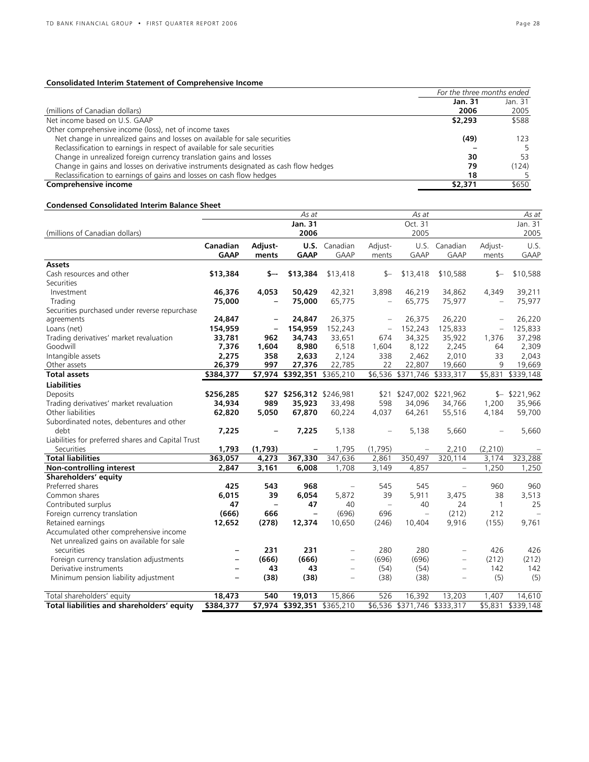**Consolidated Interim Statement of Comprehensive Income**

| (millions of Canadian dollars) | *For the three months ended* **Jan. 31 2006** | Jan. 31 2005 |
|---|---|---|
| Net income based on U.S. GAAP | **$2,293** | $588 |
| Other comprehensive income (loss), net of income taxes | | |
| Net change in unrealized gains and losses on available for sale securities | **(49)** | 123 |
| Reclassification to earnings in respect of available for sale securities | **–** | 5 |
| Change in unrealized foreign currency translation gains and losses | **30** | 53 |
| Change in gains and losses on derivative instruments designated as cash flow hedges | **79** | (124) |
| Reclassification to earnings of gains and losses on cash flow hedges | **18** | 5 |
| **Comprehensive income** | **$2,371** | $650 |

**Condensed Consolidated Interim Balance Sheet**

| (millions of Canadian dollars) | | | *As at* **Jan. 31 2006** | | | *As at* Oct. 31 2005 | | | *As at* Jan. 31 2005 |
|---|---|---|---|---|---|---|---|---|---|
| | **Canadian GAAP** | **Adjust-ments** | **U.S. GAAP** | Canadian GAAP | Adjust-ments | U.S. GAAP | Canadian GAAP | Adjust-ments | U.S. GAAP |
| **Assets** | | | | | | | | | |
| Cash resources and other | **$13,384** | **$––** | **$13,384** | $13,418 | $– | $13,418 | $10,588 | $– | $10,588 |
| Securities | | | | | | | | | |
| Investment | **46,376** | **4,053** | **50,429** | 42,321 | 3,898 | 46,219 | 34,862 | 4,349 | 39,211 |
| Trading | **75,000** | **–** | **75,000** | 65,775 | – | 65,775 | 75,977 | – | 75,977 |
| Securities purchased under reverse repurchase agreements | **24,847** | **–** | **24,847** | 26,375 | – | 26,375 | 26,220 | – | 26,220 |
| Loans (net) | **154,959** | **–** | **154,959** | 152,243 | – | 152,243 | 125,833 | – | 125,833 |
| Trading derivatives' market revaluation | **33,781** | **962** | **34,743** | 33,651 | 674 | 34,325 | 35,922 | 1,376 | 37,298 |
| Goodwill | **7,376** | **1,604** | **8,980** | 6,518 | 1,604 | 8,122 | 2,245 | 64 | 2,309 |
| Intangible assets | **2,275** | **358** | **2,633** | 2,124 | 338 | 2,462 | 2,010 | 33 | 2,043 |
| Other assets | **26,379** | **997** | **27,376** | 22,785 | 22 | 22,807 | 19,660 | 9 | 19,669 |
| **Total assets** | **$384,377** | **$7,974** | **$392,351** | $365,210 | $6,536 | $371,746 | $333,317 | $5,831 | $339,148 |
| **Liabilities** | | | | | | | | | |
| Deposits | **$256,285** | **$27** | **$256,312** | $246,981 | $21 | $247,002 | $221,962 | $– | $221,962 |
| Trading derivatives' market revaluation | **34,934** | **989** | **35,923** | 33,498 | 598 | 34,096 | 34,766 | 1,200 | 35,966 |
| Other liabilities | **62,820** | **5,050** | **67,870** | 60,224 | 4,037 | 64,261 | 55,516 | 4,184 | 59,700 |
| Subordinated notes, debentures and other debt | **7,225** | **–** | **7,225** | 5,138 | – | 5,138 | 5,660 | – | 5,660 |
| Liabilities for preferred shares and Capital Trust Securities | **1,793** | **(1,793)** | **–** | 1,795 | (1,795) | – | 2,210 | (2,210) | – |
| **Total liabilities** | **363,057** | **4,273** | **367,330** | 347,636 | 2,861 | 350,497 | 320,114 | 3,174 | 323,288 |
| **Non-controlling interest** | **2,847** | **3,161** | **6,008** | 1,708 | 3,149 | 4,857 | – | 1,250 | 1,250 |
| **Shareholders' equity** | | | | | | | | | |
| Preferred shares | **425** | **543** | **968** | – | 545 | 545 | – | 960 | 960 |
| Common shares | **6,015** | **39** | **6,054** | 5,872 | 39 | 5,911 | 3,475 | 38 | 3,513 |
| Contributed surplus | **47** | **–** | **47** | 40 | – | 40 | 24 | 1 | 25 |
| Foreign currency translation | **(666)** | **666** | **–** | (696) | 696 | – | (212) | 212 | – |
| Retained earnings | **12,652** | **(278)** | **12,374** | 10,650 | (246) | 10,404 | 9,916 | (155) | 9,761 |
| Accumulated other comprehensive income | | | | | | | | | |
| Net unrealized gains on available for sale securities | **–** | **231** | **231** | – | 280 | 280 | – | 426 | 426 |
| Foreign currency translation adjustments | **–** | **(666)** | **(666)** | – | (696) | (696) | – | (212) | (212) |
| Derivative instruments | **–** | **43** | **43** | – | (54) | (54) | – | 142 | 142 |
| Minimum pension liability adjustment | **–** | **(38)** | **(38)** | – | (38) | (38) | – | (5) | (5) |
| Total shareholders' equity | **18,473** | **540** | **19,013** | 15,866 | 526 | 16,392 | 13,203 | 1,407 | 14,610 |
| **Total liabilities and shareholders' equity** | **$384,377** | **$7,974** | **$392,351** | $365,210 | $6,536 | $371,746 | $333,317 | $5,831 | $339,148 |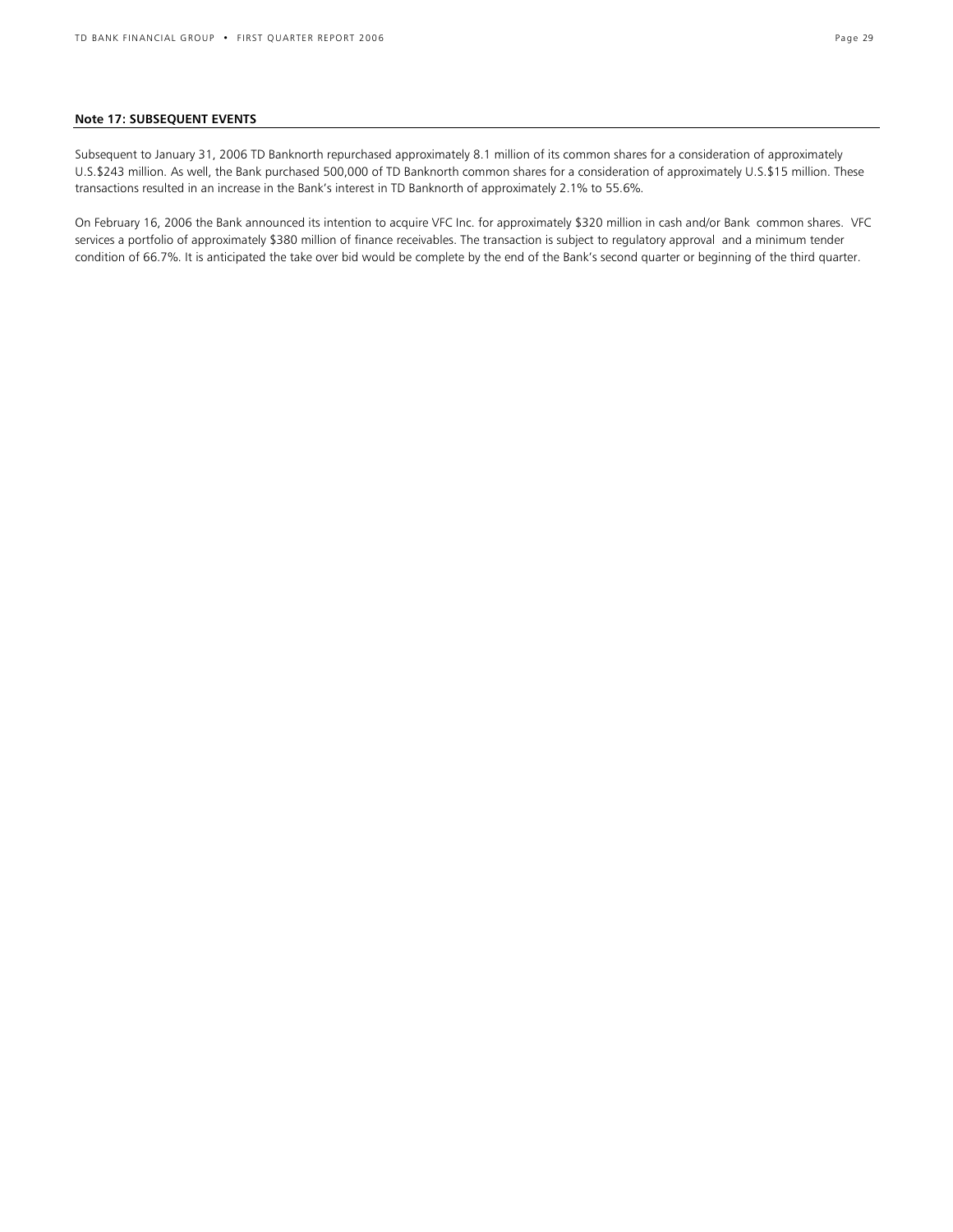**Note 17: SUBSEQUENT EVENTS**

Subsequent to January 31, 2006 TD Banknorth repurchased approximately 8.1 million of its common shares for a consideration of approximately U.S.$243 million. As well, the Bank purchased 500,000 of TD Banknorth common shares for a consideration of approximately U.S.$15 million. These transactions resulted in an increase in the Bank's interest in TD Banknorth of approximately 2.1% to 55.6%.

On February 16, 2006 the Bank announced its intention to acquire VFC Inc. for approximately $320 million in cash and/or Bank common shares. VFC services a portfolio of approximately $380 million of finance receivables. The transaction is subject to regulatory approval and a minimum tender condition of 66.7%. It is anticipated the take over bid would be complete by the end of the Bank's second quarter or beginning of the third quarter.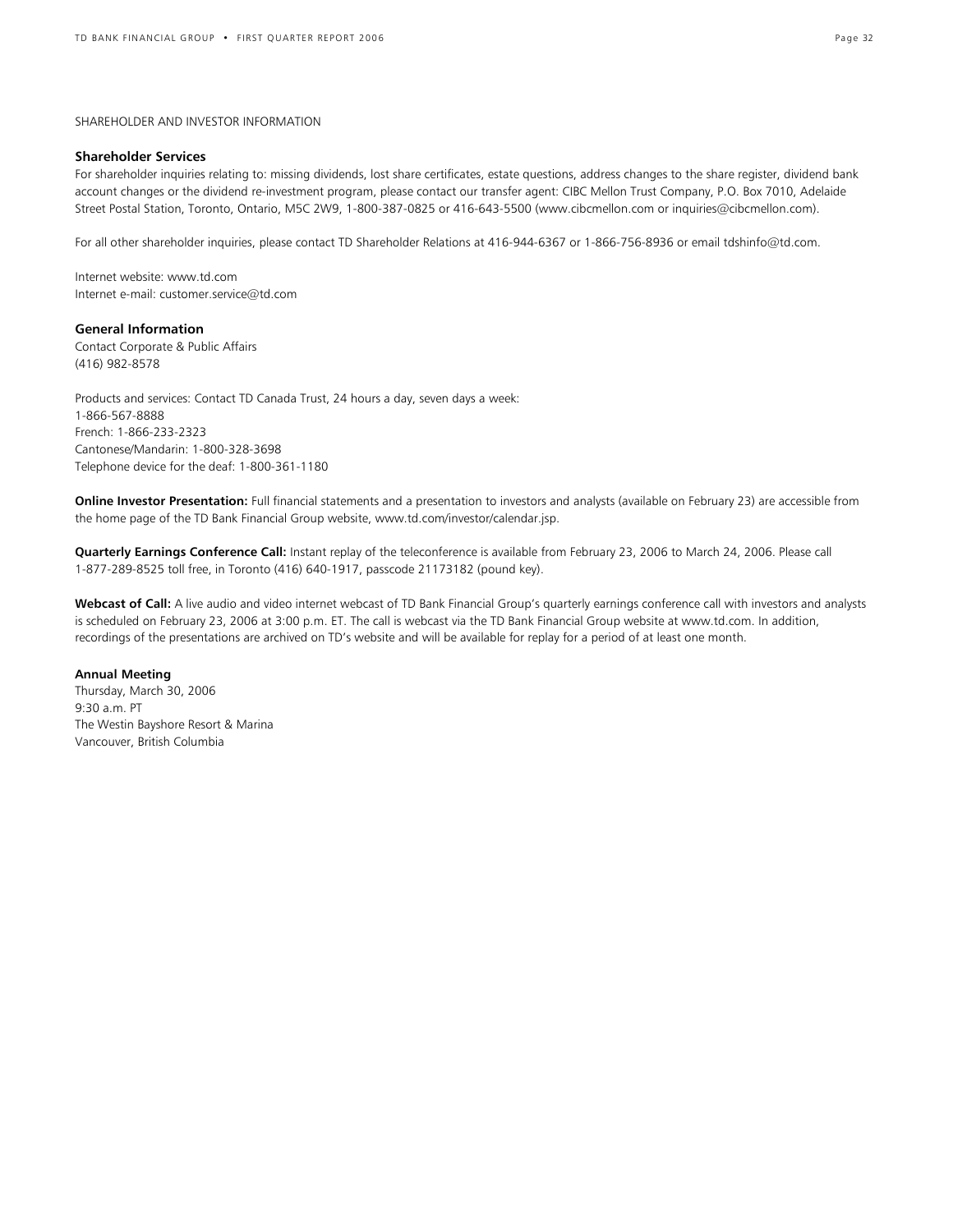SHAREHOLDER AND INVESTOR INFORMATION

### Shareholder Services

For shareholder inquiries relating to: missing dividends, lost share certificates, estate questions, address changes to the share register, dividend bank account changes or the dividend re-investment program, please contact our transfer agent: CIBC Mellon Trust Company, P.O. Box 7010, Adelaide Street Postal Station, Toronto, Ontario, M5C 2W9, 1-800-387-0825 or 416-643-5500 (www.cibcmellon.com or inquiries@cibcmellon.com).

For all other shareholder inquiries, please contact TD Shareholder Relations at 416-944-6367 or 1-866-756-8936 or email tdshinfo@td.com.

Internet website: www.td.com
Internet e-mail: customer.service@td.com

### General Information

Contact Corporate & Public Affairs
(416) 982-8578

Products and services: Contact TD Canada Trust, 24 hours a day, seven days a week:
1-866-567-8888
French: 1-866-233-2323
Cantonese/Mandarin: 1-800-328-3698
Telephone device for the deaf: 1-800-361-1180

**Online Investor Presentation:** Full financial statements and a presentation to investors and analysts (available on February 23) are accessible from the home page of the TD Bank Financial Group website, www.td.com/investor/calendar.jsp.

**Quarterly Earnings Conference Call:** Instant replay of the teleconference is available from February 23, 2006 to March 24, 2006. Please call 1-877-289-8525 toll free, in Toronto (416) 640-1917, passcode 21173182 (pound key).

**Webcast of Call:** A live audio and video internet webcast of TD Bank Financial Group's quarterly earnings conference call with investors and analysts is scheduled on February 23, 2006 at 3:00 p.m. ET. The call is webcast via the TD Bank Financial Group website at www.td.com. In addition, recordings of the presentations are archived on TD's website and will be available for replay for a period of at least one month.

### Annual Meeting

Thursday, March 30, 2006
9:30 a.m. PT
The Westin Bayshore Resort & Marina
Vancouver, British Columbia